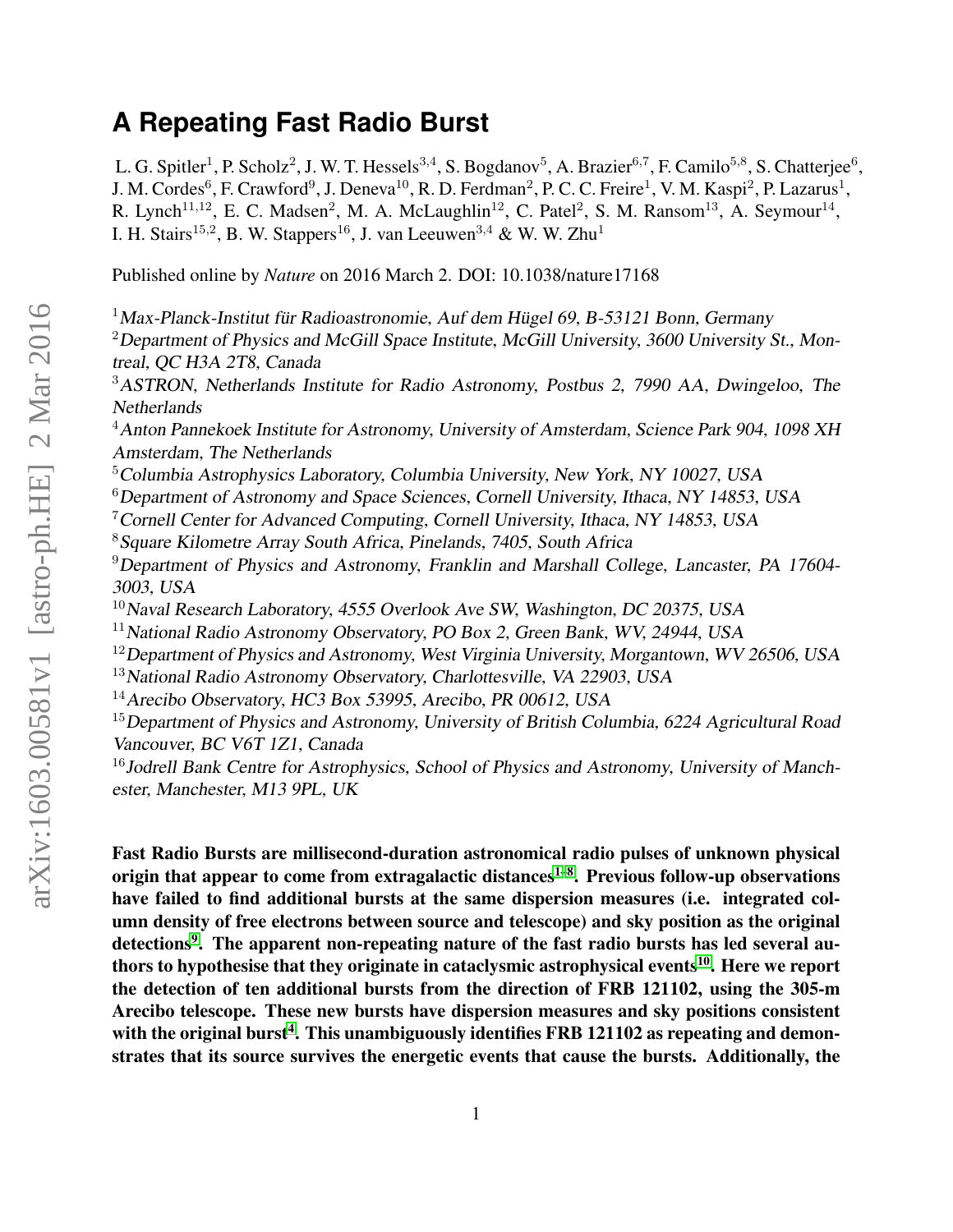# A Repeating Fast Radio Burst

L. G. Spitler[1], P. Scholz[2], J. W. T. Hessels[3,4], S. Bogdanov[5], A. Brazier[6,7], F. Camilo[5,8], S. Chatterjee[6], J. M. Cordes[6], F. Crawford[9], J. Deneva[10], R. D. Ferdman[2], P. C. C. Freire[1], V. M. Kaspi[2], P. Lazarus[1], R. Lynch[11,12], E. C. Madsen[2], M. A. McLaughlin[12], C. Patel[2], S. M. Ransom[13], A. Seymour[14], I. H. Stairs[15,2], B. W. Stappers[16], J. van Leeuwen[3,4] & W. W. Zhu[1]

Published online by *Nature* on 2016 March 2. DOI: 10.1038/nature17168

[1]*Max-Planck-Institut für Radioastronomie, Auf dem Hügel 69, B-53121 Bonn, Germany*
[2]*Department of Physics and McGill Space Institute, McGill University, 3600 University St., Montreal, QC H3A 2T8, Canada*
[3]*ASTRON, Netherlands Institute for Radio Astronomy, Postbus 2, 7990 AA, Dwingeloo, The Netherlands*
[4]*Anton Pannekoek Institute for Astronomy, University of Amsterdam, Science Park 904, 1098 XH Amsterdam, The Netherlands*
[5]*Columbia Astrophysics Laboratory, Columbia University, New York, NY 10027, USA*
[6]*Department of Astronomy and Space Sciences, Cornell University, Ithaca, NY 14853, USA*
[7]*Cornell Center for Advanced Computing, Cornell University, Ithaca, NY 14853, USA*
[8]*Square Kilometre Array South Africa, Pinelands, 7405, South Africa*
[9]*Department of Physics and Astronomy, Franklin and Marshall College, Lancaster, PA 17604-3003, USA*
[10]*Naval Research Laboratory, 4555 Overlook Ave SW, Washington, DC 20375, USA*
[11]*National Radio Astronomy Observatory, PO Box 2, Green Bank, WV, 24944, USA*
[12]*Department of Physics and Astronomy, West Virginia University, Morgantown, WV 26506, USA*
[13]*National Radio Astronomy Observatory, Charlottesville, VA 22903, USA*
[14]*Arecibo Observatory, HC3 Box 53995, Arecibo, PR 00612, USA*
[15]*Department of Physics and Astronomy, University of British Columbia, 6224 Agricultural Road Vancouver, BC V6T 1Z1, Canada*
[16]*Jodrell Bank Centre for Astrophysics, School of Physics and Astronomy, University of Manchester, Manchester, M13 9PL, UK*

**Fast Radio Bursts are millisecond-duration astronomical radio pulses of unknown physical origin that appear to come from extragalactic distances[1–8]. Previous follow-up observations have failed to find additional bursts at the same dispersion measures (i.e. integrated column density of free electrons between source and telescope) and sky position as the original detections[9]. The apparent non-repeating nature of the fast radio bursts has led several authors to hypothesise that they originate in cataclysmic astrophysical events[10]. Here we report the detection of ten additional bursts from the direction of FRB 121102, using the 305-m Arecibo telescope. These new bursts have dispersion measures and sky positions consistent with the original burst[4]. This unambiguously identifies FRB 121102 as repeating and demonstrates that its source survives the energetic events that cause the bursts. Additionally, the**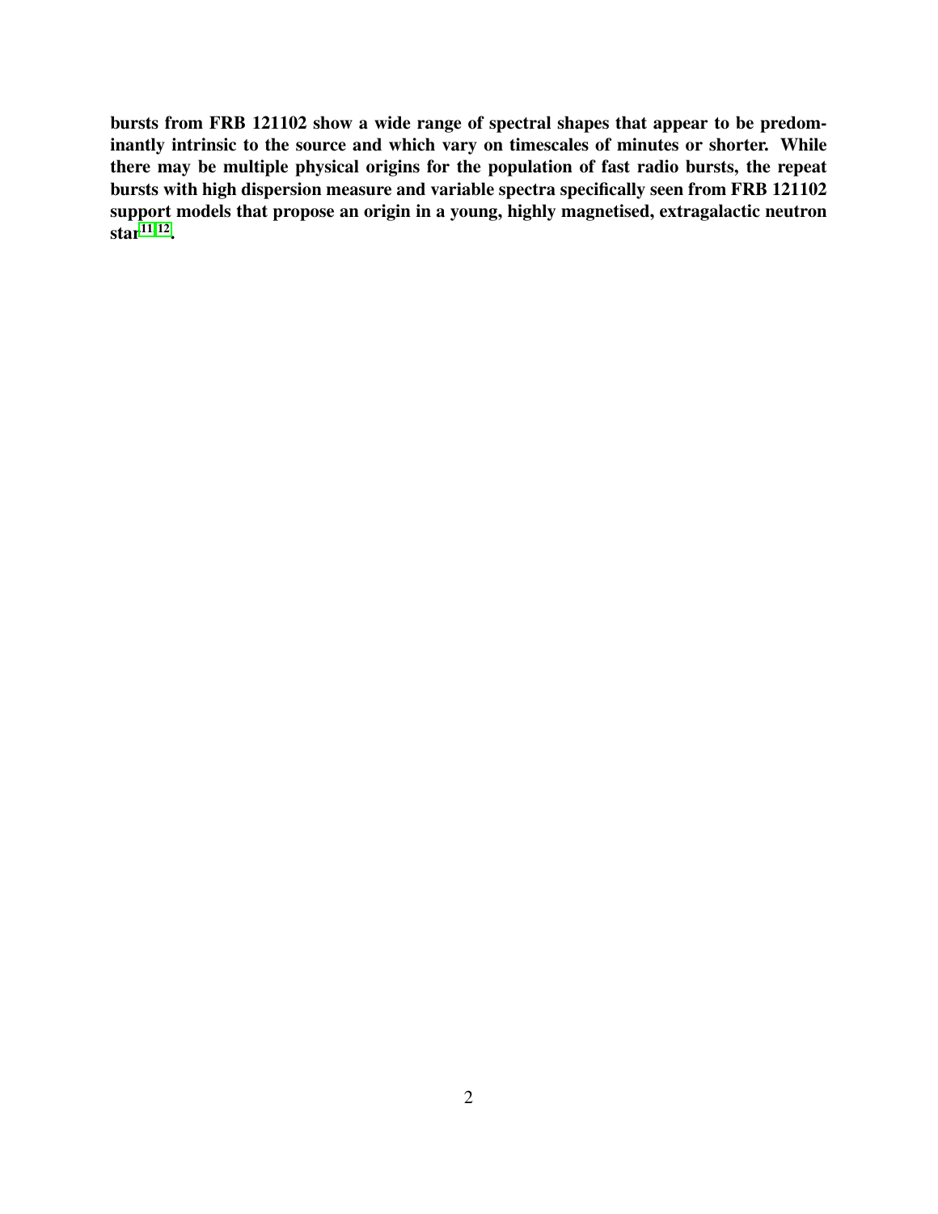**bursts from FRB 121102 show a wide range of spectral shapes that appear to be predominantly intrinsic to the source and which vary on timescales of minutes or shorter. While there may be multiple physical origins for the population of fast radio bursts, the repeat bursts with high dispersion measure and variable spectra specifically seen from FRB 121102 support models that propose an origin in a young, highly magnetised, extragalactic neutron star[11,12].**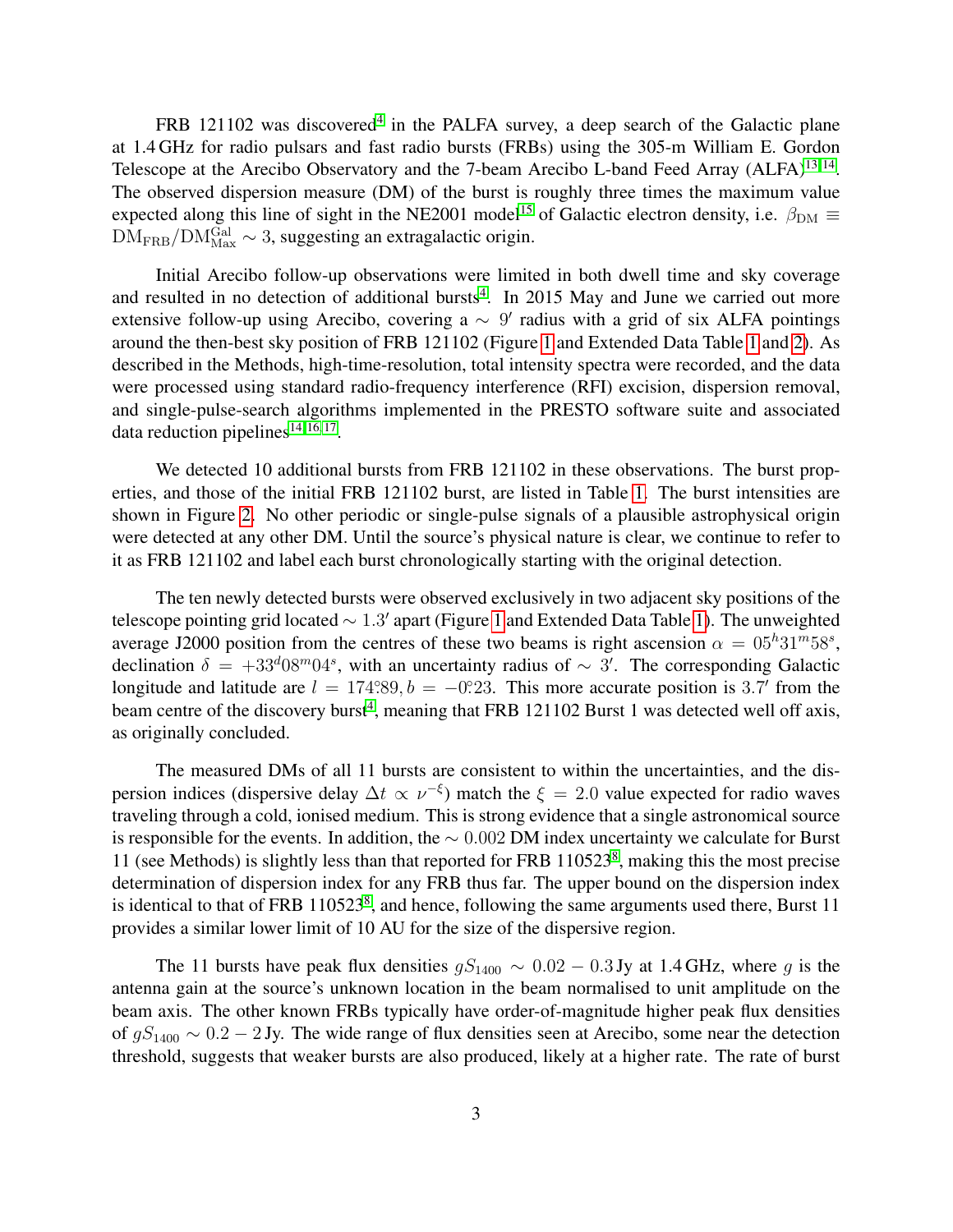FRB 121102 was discovered[4] in the PALFA survey, a deep search of the Galactic plane at 1.4 GHz for radio pulsars and fast radio bursts (FRBs) using the 305-m William E. Gordon Telescope at the Arecibo Observatory and the 7-beam Arecibo L-band Feed Array (ALFA)[13,14]. The observed dispersion measure (DM) of the burst is roughly three times the maximum value expected along this line of sight in the NE2001 model[15] of Galactic electron density, i.e. $\beta_{\rm DM} \equiv {\rm DM}_{\rm FRB}/{\rm DM}^{\rm Gal}_{\rm Max} \sim 3$, suggesting an extragalactic origin.

Initial Arecibo follow-up observations were limited in both dwell time and sky coverage and resulted in no detection of additional bursts[4]. In 2015 May and June we carried out more extensive follow-up using Arecibo, covering a $\sim 9'$ radius with a grid of six ALFA pointings around the then-best sky position of FRB 121102 (Figure 1 and Extended Data Table 1 and 2). As described in the Methods, high-time-resolution, total intensity spectra were recorded, and the data were processed using standard radio-frequency interference (RFI) excision, dispersion removal, and single-pulse-search algorithms implemented in the PRESTO software suite and associated data reduction pipelines[14,16,17].

We detected 10 additional bursts from FRB 121102 in these observations. The burst properties, and those of the initial FRB 121102 burst, are listed in Table 1. The burst intensities are shown in Figure 2. No other periodic or single-pulse signals of a plausible astrophysical origin were detected at any other DM. Until the source's physical nature is clear, we continue to refer to it as FRB 121102 and label each burst chronologically starting with the original detection.

The ten newly detected bursts were observed exclusively in two adjacent sky positions of the telescope pointing grid located $\sim 1.3'$ apart (Figure 1 and Extended Data Table 1). The unweighted average J2000 position from the centres of these two beams is right ascension $\alpha = 05^h31^m58^s$, declination $\delta = +33^d08^m04^s$, with an uncertainty radius of $\sim 3'$. The corresponding Galactic longitude and latitude are $l = 174.°89, b = -0.°23$. This more accurate position is $3.7'$ from the beam centre of the discovery burst[4], meaning that FRB 121102 Burst 1 was detected well off axis, as originally concluded.

The measured DMs of all 11 bursts are consistent to within the uncertainties, and the dispersion indices (dispersive delay $\Delta t \propto \nu^{-\xi}$) match the $\xi = 2.0$ value expected for radio waves traveling through a cold, ionised medium. This is strong evidence that a single astronomical source is responsible for the events. In addition, the $\sim 0.002$ DM index uncertainty we calculate for Burst 11 (see Methods) is slightly less than that reported for FRB 110523[8], making this the most precise determination of dispersion index for any FRB thus far. The upper bound on the dispersion index is identical to that of FRB 110523[8], and hence, following the same arguments used there, Burst 11 provides a similar lower limit of 10 AU for the size of the dispersive region.

The 11 bursts have peak flux densities $gS_{1400} \sim 0.02 - 0.3$ Jy at 1.4 GHz, where $g$ is the antenna gain at the source's unknown location in the beam normalised to unit amplitude on the beam axis. The other known FRBs typically have order-of-magnitude higher peak flux densities of $gS_{1400} \sim 0.2 - 2$ Jy. The wide range of flux densities seen at Arecibo, some near the detection threshold, suggests that weaker bursts are also produced, likely at a higher rate. The rate of burst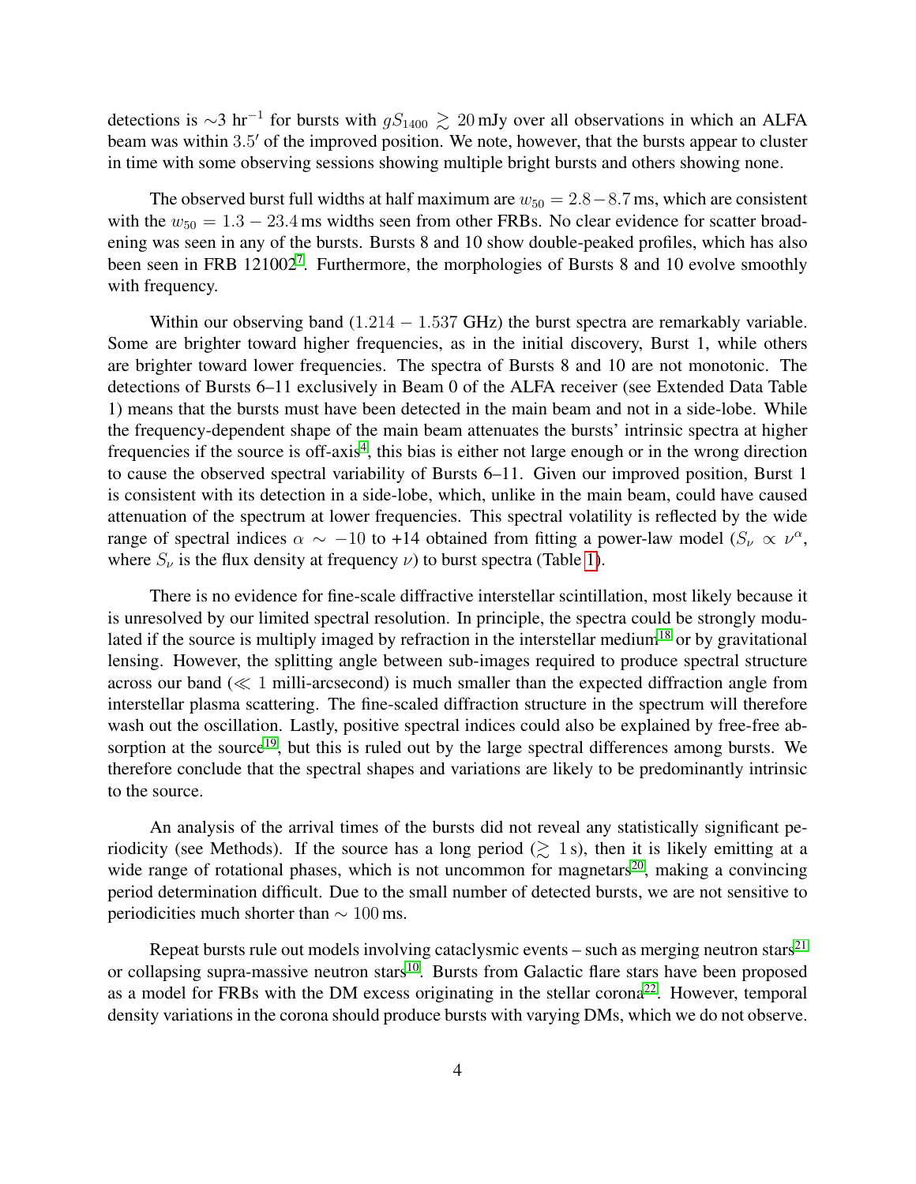detections is ∼3 hr$^{-1}$ for bursts with $gS_{1400} \gtrsim 20$ mJy over all observations in which an ALFA beam was within $3.5'$ of the improved position. We note, however, that the bursts appear to cluster in time with some observing sessions showing multiple bright bursts and others showing none.

The observed burst full widths at half maximum are $w_{50} = 2.8 - 8.7$ ms, which are consistent with the $w_{50} = 1.3 - 23.4$ ms widths seen from other FRBs. No clear evidence for scatter broadening was seen in any of the bursts. Bursts 8 and 10 show double-peaked profiles, which has also been seen in FRB 121002[7]. Furthermore, the morphologies of Bursts 8 and 10 evolve smoothly with frequency.

Within our observing band ($1.214 - 1.537$ GHz) the burst spectra are remarkably variable. Some are brighter toward higher frequencies, as in the initial discovery, Burst 1, while others are brighter toward lower frequencies. The spectra of Bursts 8 and 10 are not monotonic. The detections of Bursts 6–11 exclusively in Beam 0 of the ALFA receiver (see Extended Data Table 1) means that the bursts must have been detected in the main beam and not in a side-lobe. While the frequency-dependent shape of the main beam attenuates the bursts' intrinsic spectra at higher frequencies if the source is off-axis[4], this bias is either not large enough or in the wrong direction to cause the observed spectral variability of Bursts 6–11. Given our improved position, Burst 1 is consistent with its detection in a side-lobe, which, unlike in the main beam, could have caused attenuation of the spectrum at lower frequencies. This spectral volatility is reflected by the wide range of spectral indices $\alpha \sim -10$ to +14 obtained from fitting a power-law model ($S_\nu \propto \nu^\alpha$, where $S_\nu$ is the flux density at frequency $\nu$) to burst spectra (Table 1).

There is no evidence for fine-scale diffractive interstellar scintillation, most likely because it is unresolved by our limited spectral resolution. In principle, the spectra could be strongly modulated if the source is multiply imaged by refraction in the interstellar medium[18] or by gravitational lensing. However, the splitting angle between sub-images required to produce spectral structure across our band ($\ll 1$ milli-arcsecond) is much smaller than the expected diffraction angle from interstellar plasma scattering. The fine-scaled diffraction structure in the spectrum will therefore wash out the oscillation. Lastly, positive spectral indices could also be explained by free-free absorption at the source[19], but this is ruled out by the large spectral differences among bursts. We therefore conclude that the spectral shapes and variations are likely to be predominantly intrinsic to the source.

An analysis of the arrival times of the bursts did not reveal any statistically significant periodicity (see Methods). If the source has a long period ($\gtrsim 1$ s), then it is likely emitting at a wide range of rotational phases, which is not uncommon for magnetars[20], making a convincing period determination difficult. Due to the small number of detected bursts, we are not sensitive to periodicities much shorter than $\sim 100$ ms.

Repeat bursts rule out models involving cataclysmic events – such as merging neutron stars[21] or collapsing supra-massive neutron stars[10]. Bursts from Galactic flare stars have been proposed as a model for FRBs with the DM excess originating in the stellar corona[22]. However, temporal density variations in the corona should produce bursts with varying DMs, which we do not observe.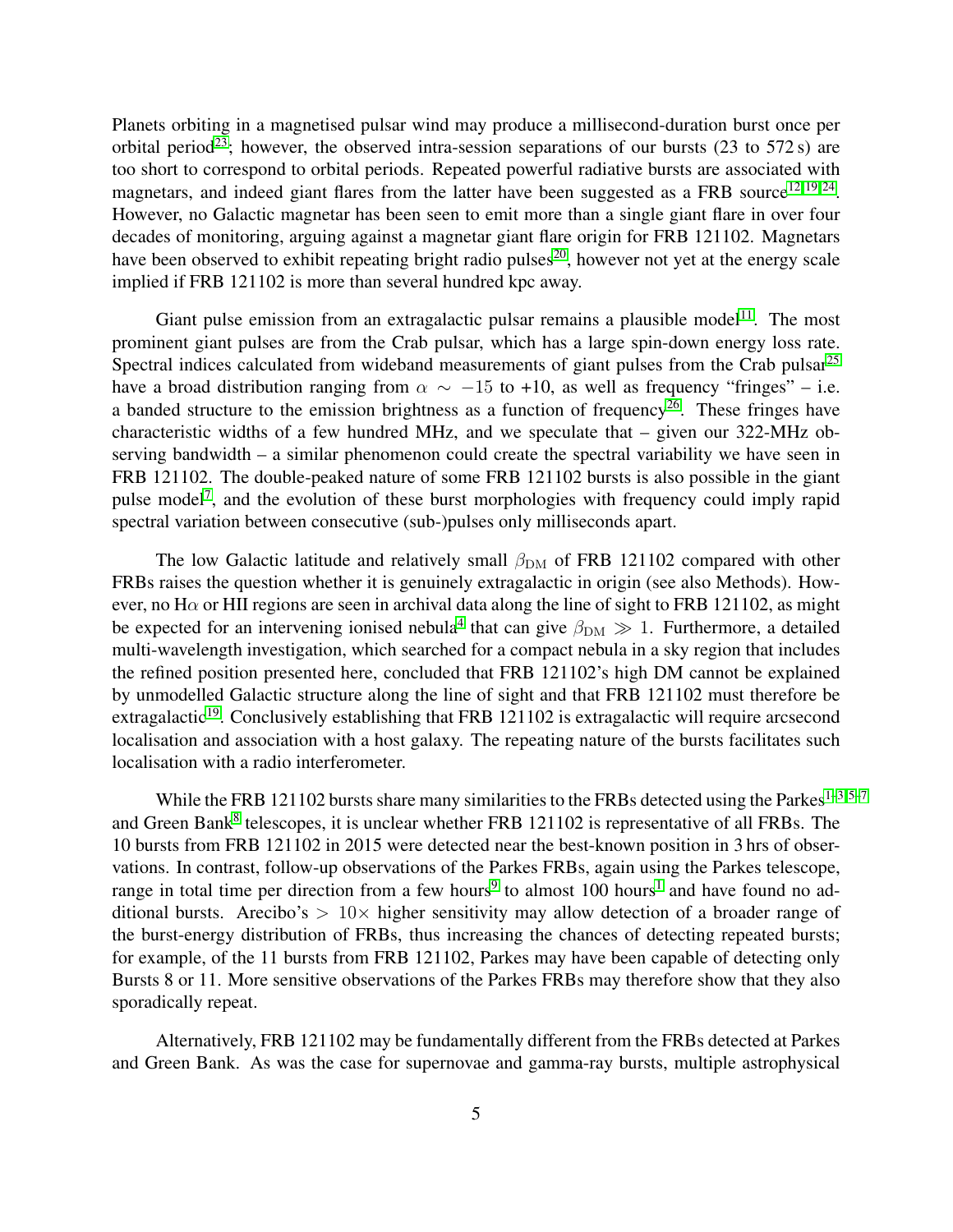Planets orbiting in a magnetised pulsar wind may produce a millisecond-duration burst once per orbital period[23]; however, the observed intra-session separations of our bursts (23 to 572 s) are too short to correspond to orbital periods. Repeated powerful radiative bursts are associated with magnetars, and indeed giant flares from the latter have been suggested as a FRB source[12,19,24]. However, no Galactic magnetar has been seen to emit more than a single giant flare in over four decades of monitoring, arguing against a magnetar giant flare origin for FRB 121102. Magnetars have been observed to exhibit repeating bright radio pulses[20], however not yet at the energy scale implied if FRB 121102 is more than several hundred kpc away.

Giant pulse emission from an extragalactic pulsar remains a plausible model[11]. The most prominent giant pulses are from the Crab pulsar, which has a large spin-down energy loss rate. Spectral indices calculated from wideband measurements of giant pulses from the Crab pulsar[25] have a broad distribution ranging from $\alpha \sim -15$ to +10, as well as frequency "fringes" – i.e. a banded structure to the emission brightness as a function of frequency[26]. These fringes have characteristic widths of a few hundred MHz, and we speculate that – given our 322-MHz observing bandwidth – a similar phenomenon could create the spectral variability we have seen in FRB 121102. The double-peaked nature of some FRB 121102 bursts is also possible in the giant pulse model[7], and the evolution of these burst morphologies with frequency could imply rapid spectral variation between consecutive (sub-)pulses only milliseconds apart.

The low Galactic latitude and relatively small $\beta_{\rm DM}$ of FRB 121102 compared with other FRBs raises the question whether it is genuinely extragalactic in origin (see also Methods). However, no H$\alpha$ or HII regions are seen in archival data along the line of sight to FRB 121102, as might be expected for an intervening ionised nebula[4] that can give $\beta_{\rm DM} \gg 1$. Furthermore, a detailed multi-wavelength investigation, which searched for a compact nebula in a sky region that includes the refined position presented here, concluded that FRB 121102's high DM cannot be explained by unmodelled Galactic structure along the line of sight and that FRB 121102 must therefore be extragalactic[19]. Conclusively establishing that FRB 121102 is extragalactic will require arcsecond localisation and association with a host galaxy. The repeating nature of the bursts facilitates such localisation with a radio interferometer.

While the FRB 121102 bursts share many similarities to the FRBs detected using the Parkes[1–3,5–7] and Green Bank[8] telescopes, it is unclear whether FRB 121102 is representative of all FRBs. The 10 bursts from FRB 121102 in 2015 were detected near the best-known position in 3 hrs of observations. In contrast, follow-up observations of the Parkes FRBs, again using the Parkes telescope, range in total time per direction from a few hours[9] to almost 100 hours[1] and have found no additional bursts. Arecibo's $> 10\times$ higher sensitivity may allow detection of a broader range of the burst-energy distribution of FRBs, thus increasing the chances of detecting repeated bursts; for example, of the 11 bursts from FRB 121102, Parkes may have been capable of detecting only Bursts 8 or 11. More sensitive observations of the Parkes FRBs may therefore show that they also sporadically repeat.

Alternatively, FRB 121102 may be fundamentally different from the FRBs detected at Parkes and Green Bank. As was the case for supernovae and gamma-ray bursts, multiple astrophysical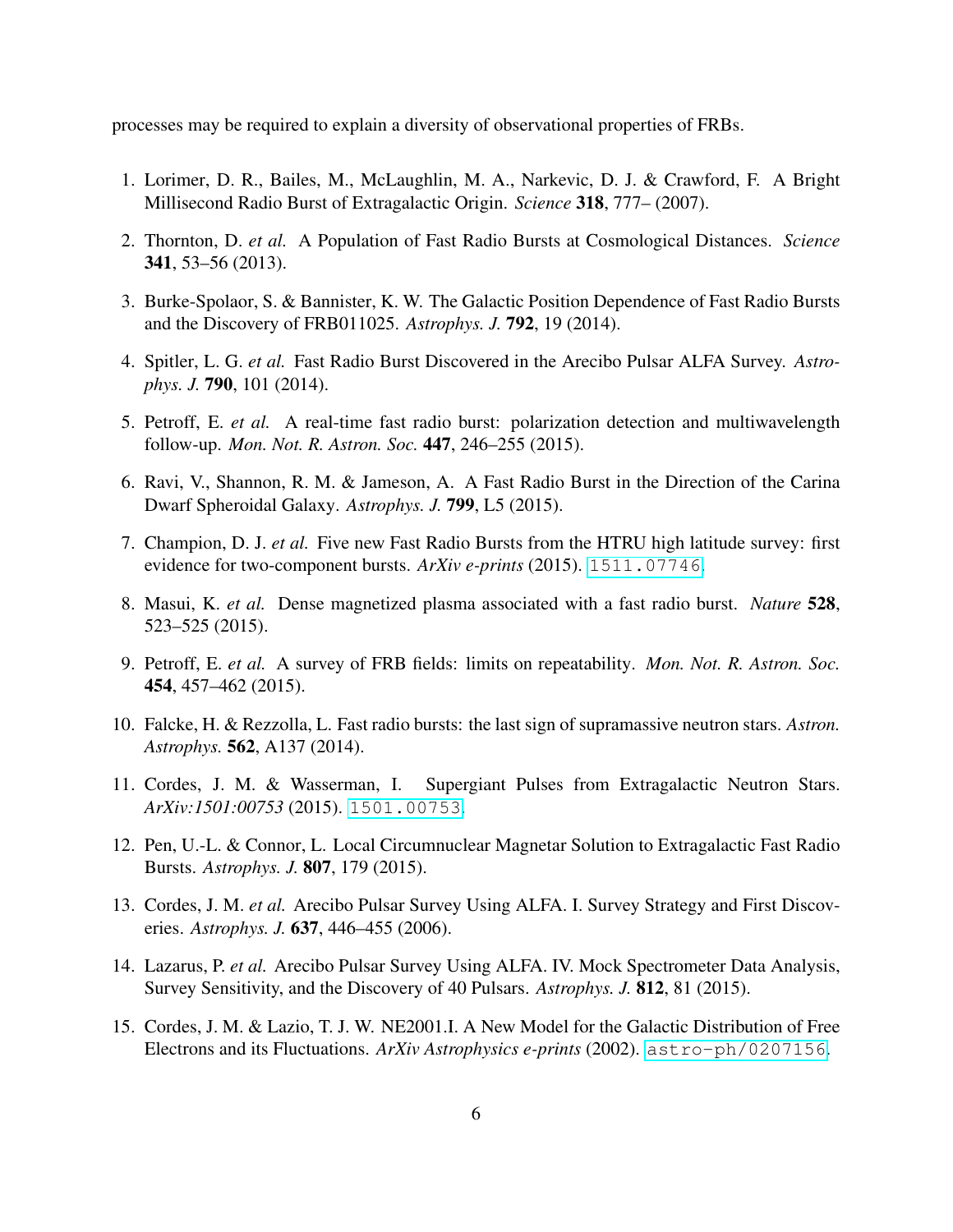processes may be required to explain a diversity of observational properties of FRBs.

1. Lorimer, D. R., Bailes, M., McLaughlin, M. A., Narkevic, D. J. & Crawford, F. A Bright Millisecond Radio Burst of Extragalactic Origin. *Science* **318**, 777– (2007).

2. Thornton, D. *et al.* A Population of Fast Radio Bursts at Cosmological Distances. *Science* **341**, 53–56 (2013).

3. Burke-Spolaor, S. & Bannister, K. W. The Galactic Position Dependence of Fast Radio Bursts and the Discovery of FRB011025. *Astrophys. J.* **792**, 19 (2014).

4. Spitler, L. G. *et al.* Fast Radio Burst Discovered in the Arecibo Pulsar ALFA Survey. *Astrophys. J.* **790**, 101 (2014).

5. Petroff, E. *et al.* A real-time fast radio burst: polarization detection and multiwavelength follow-up. *Mon. Not. R. Astron. Soc.* **447**, 246–255 (2015).

6. Ravi, V., Shannon, R. M. & Jameson, A. A Fast Radio Burst in the Direction of the Carina Dwarf Spheroidal Galaxy. *Astrophys. J.* **799**, L5 (2015).

7. Champion, D. J. *et al.* Five new Fast Radio Bursts from the HTRU high latitude survey: first evidence for two-component bursts. *ArXiv e-prints* (2015). 1511.07746.

8. Masui, K. *et al.* Dense magnetized plasma associated with a fast radio burst. *Nature* **528**, 523–525 (2015).

9. Petroff, E. *et al.* A survey of FRB fields: limits on repeatability. *Mon. Not. R. Astron. Soc.* **454**, 457–462 (2015).

10. Falcke, H. & Rezzolla, L. Fast radio bursts: the last sign of supramassive neutron stars. *Astron. Astrophys.* **562**, A137 (2014).

11. Cordes, J. M. & Wasserman, I. Supergiant Pulses from Extragalactic Neutron Stars. *ArXiv:1501:00753* (2015). 1501.00753.

12. Pen, U.-L. & Connor, L. Local Circumnuclear Magnetar Solution to Extragalactic Fast Radio Bursts. *Astrophys. J.* **807**, 179 (2015).

13. Cordes, J. M. *et al.* Arecibo Pulsar Survey Using ALFA. I. Survey Strategy and First Discoveries. *Astrophys. J.* **637**, 446–455 (2006).

14. Lazarus, P. *et al.* Arecibo Pulsar Survey Using ALFA. IV. Mock Spectrometer Data Analysis, Survey Sensitivity, and the Discovery of 40 Pulsars. *Astrophys. J.* **812**, 81 (2015).

15. Cordes, J. M. & Lazio, T. J. W. NE2001.I. A New Model for the Galactic Distribution of Free Electrons and its Fluctuations. *ArXiv Astrophysics e-prints* (2002). astro-ph/0207156.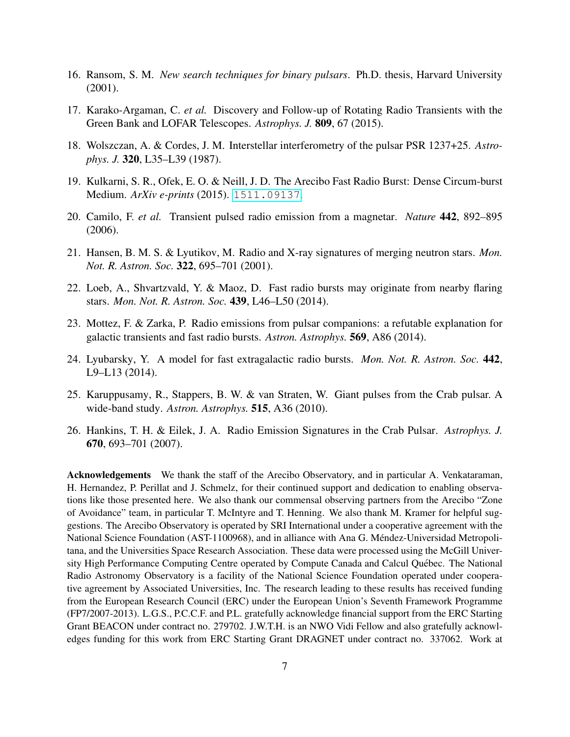16. Ransom, S. M. *New search techniques for binary pulsars*. Ph.D. thesis, Harvard University (2001).

17. Karako-Argaman, C. *et al.* Discovery and Follow-up of Rotating Radio Transients with the Green Bank and LOFAR Telescopes. *Astrophys. J.* **809**, 67 (2015).

18. Wolszczan, A. & Cordes, J. M. Interstellar interferometry of the pulsar PSR 1237+25. *Astrophys. J.* **320**, L35–L39 (1987).

19. Kulkarni, S. R., Ofek, E. O. & Neill, J. D. The Arecibo Fast Radio Burst: Dense Circum-burst Medium. *ArXiv e-prints* (2015). 1511.09137.

20. Camilo, F. *et al.* Transient pulsed radio emission from a magnetar. *Nature* **442**, 892–895 (2006).

21. Hansen, B. M. S. & Lyutikov, M. Radio and X-ray signatures of merging neutron stars. *Mon. Not. R. Astron. Soc.* **322**, 695–701 (2001).

22. Loeb, A., Shvartzvald, Y. & Maoz, D. Fast radio bursts may originate from nearby flaring stars. *Mon. Not. R. Astron. Soc.* **439**, L46–L50 (2014).

23. Mottez, F. & Zarka, P. Radio emissions from pulsar companions: a refutable explanation for galactic transients and fast radio bursts. *Astron. Astrophys.* **569**, A86 (2014).

24. Lyubarsky, Y. A model for fast extragalactic radio bursts. *Mon. Not. R. Astron. Soc.* **442**, L9–L13 (2014).

25. Karuppusamy, R., Stappers, B. W. & van Straten, W. Giant pulses from the Crab pulsar. A wide-band study. *Astron. Astrophys.* **515**, A36 (2010).

26. Hankins, T. H. & Eilek, J. A. Radio Emission Signatures in the Crab Pulsar. *Astrophys. J.* **670**, 693–701 (2007).

**Acknowledgements** We thank the staff of the Arecibo Observatory, and in particular A. Venkataraman, H. Hernandez, P. Perillat and J. Schmelz, for their continued support and dedication to enabling observations like those presented here. We also thank our commensal observing partners from the Arecibo "Zone of Avoidance" team, in particular T. McIntyre and T. Henning. We also thank M. Kramer for helpful suggestions. The Arecibo Observatory is operated by SRI International under a cooperative agreement with the National Science Foundation (AST-1100968), and in alliance with Ana G. Méndez-Universidad Metropolitana, and the Universities Space Research Association. These data were processed using the McGill University High Performance Computing Centre operated by Compute Canada and Calcul Québec. The National Radio Astronomy Observatory is a facility of the National Science Foundation operated under cooperative agreement by Associated Universities, Inc. The research leading to these results has received funding from the European Research Council (ERC) under the European Union's Seventh Framework Programme (FP7/2007-2013). L.G.S., P.C.C.F. and P.L. gratefully acknowledge financial support from the ERC Starting Grant BEACON under contract no. 279702. J.W.T.H. is an NWO Vidi Fellow and also gratefully acknowledges funding for this work from ERC Starting Grant DRAGNET under contract no. 337062. Work at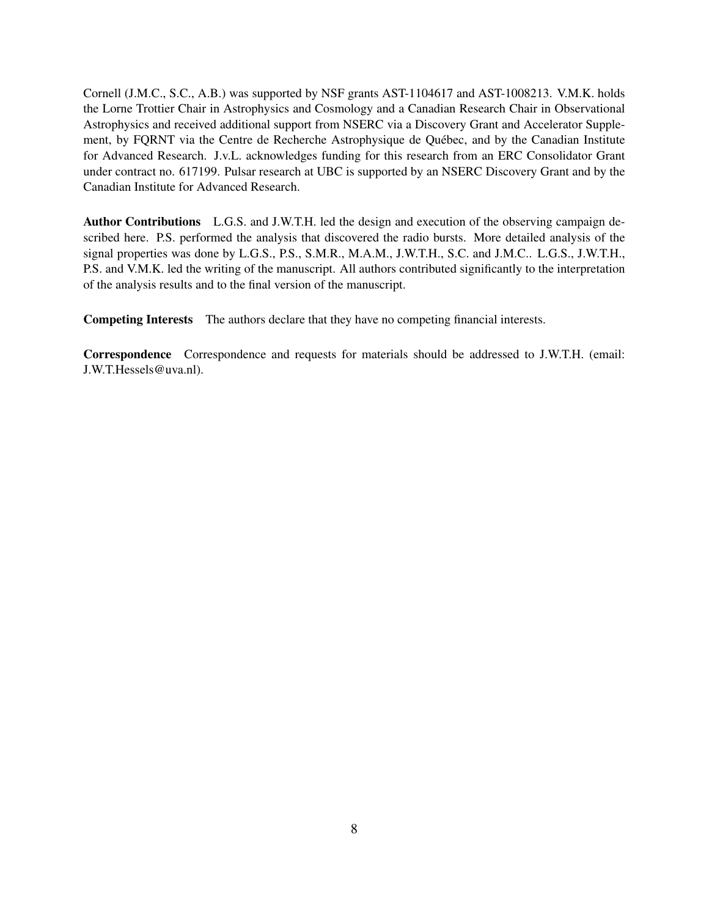Cornell (J.M.C., S.C., A.B.) was supported by NSF grants AST-1104617 and AST-1008213. V.M.K. holds the Lorne Trottier Chair in Astrophysics and Cosmology and a Canadian Research Chair in Observational Astrophysics and received additional support from NSERC via a Discovery Grant and Accelerator Supplement, by FQRNT via the Centre de Recherche Astrophysique de Québec, and by the Canadian Institute for Advanced Research. J.v.L. acknowledges funding for this research from an ERC Consolidator Grant under contract no. 617199. Pulsar research at UBC is supported by an NSERC Discovery Grant and by the Canadian Institute for Advanced Research.

**Author Contributions** L.G.S. and J.W.T.H. led the design and execution of the observing campaign described here. P.S. performed the analysis that discovered the radio bursts. More detailed analysis of the signal properties was done by L.G.S., P.S., S.M.R., M.A.M., J.W.T.H., S.C. and J.M.C.. L.G.S., J.W.T.H., P.S. and V.M.K. led the writing of the manuscript. All authors contributed significantly to the interpretation of the analysis results and to the final version of the manuscript.

**Competing Interests** The authors declare that they have no competing financial interests.

**Correspondence** Correspondence and requests for materials should be addressed to J.W.T.H. (email: J.W.T.Hessels@uva.nl).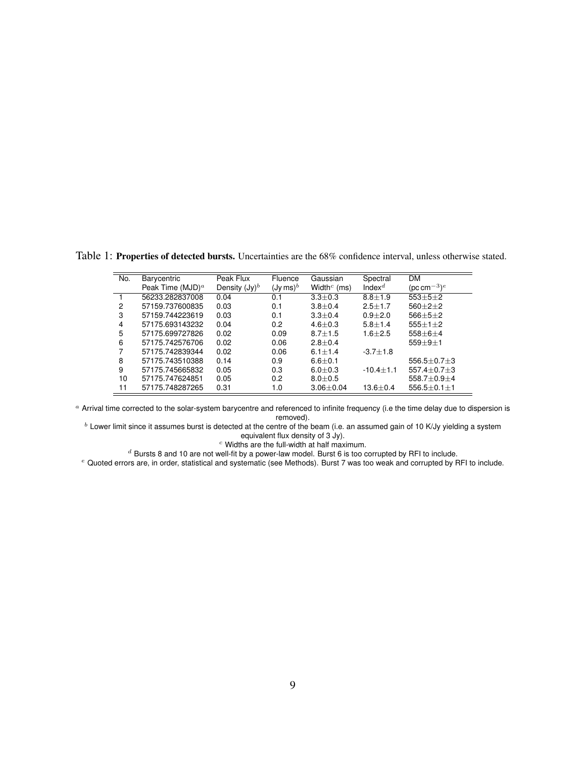Table 1: **Properties of detected bursts.** Uncertainties are the 68% confidence interval, unless otherwise stated.

| No. | Barycentric Peak Time (MJD)[a] | Peak Flux Density (Jy)[b] | Fluence (Jy ms)[b] | Gaussian Width[c] (ms) | Spectral Index[d] | DM ($\mathrm{pc\,cm^{-3}}$)[e] |
|---|---|---|---|---|---|---|
| 1 | 56233.282837008 | 0.04 | 0.1 | $3.3\pm0.3$ | $8.8\pm1.9$ | $553\pm5\pm2$ |
| 2 | 57159.737600835 | 0.03 | 0.1 | $3.8\pm0.4$ | $2.5\pm1.7$ | $560\pm2\pm2$ |
| 3 | 57159.744223619 | 0.03 | 0.1 | $3.3\pm0.4$ | $0.9\pm2.0$ | $566\pm5\pm2$ |
| 4 | 57175.693143232 | 0.04 | 0.2 | $4.6\pm0.3$ | $5.8\pm1.4$ | $555\pm1\pm2$ |
| 5 | 57175.699727826 | 0.02 | 0.09 | $8.7\pm1.5$ | $1.6\pm2.5$ | $558\pm6\pm4$ |
| 6 | 57175.742576706 | 0.02 | 0.06 | $2.8\pm0.4$ | | $559\pm9\pm1$ |
| 7 | 57175.742839344 | 0.02 | 0.06 | $6.1\pm1.4$ | $-3.7\pm1.8$ | |
| 8 | 57175.743510388 | 0.14 | 0.9 | $6.6\pm0.1$ | | $556.5\pm0.7\pm3$ |
| 9 | 57175.745665832 | 0.05 | 0.3 | $6.0\pm0.3$ | $-10.4\pm1.1$ | $557.4\pm0.7\pm3$ |
| 10 | 57175.747624851 | 0.05 | 0.2 | $8.0\pm0.5$ | | $558.7\pm0.9\pm4$ |
| 11 | 57175.748287265 | 0.31 | 1.0 | $3.06\pm0.04$ | $13.6\pm0.4$ | $556.5\pm0.1\pm1$ |

[a] Arrival time corrected to the solar-system barycentre and referenced to infinite frequency (i.e the time delay due to dispersion is removed).

[b] Lower limit since it assumes burst is detected at the centre of the beam (i.e. an assumed gain of 10 K/Jy yielding a system equivalent flux density of 3 Jy).

[c] Widths are the full-width at half maximum.

[d] Bursts 8 and 10 are not well-fit by a power-law model. Burst 6 is too corrupted by RFI to include.

[e] Quoted errors are, in order, statistical and systematic (see Methods). Burst 7 was too weak and corrupted by RFI to include.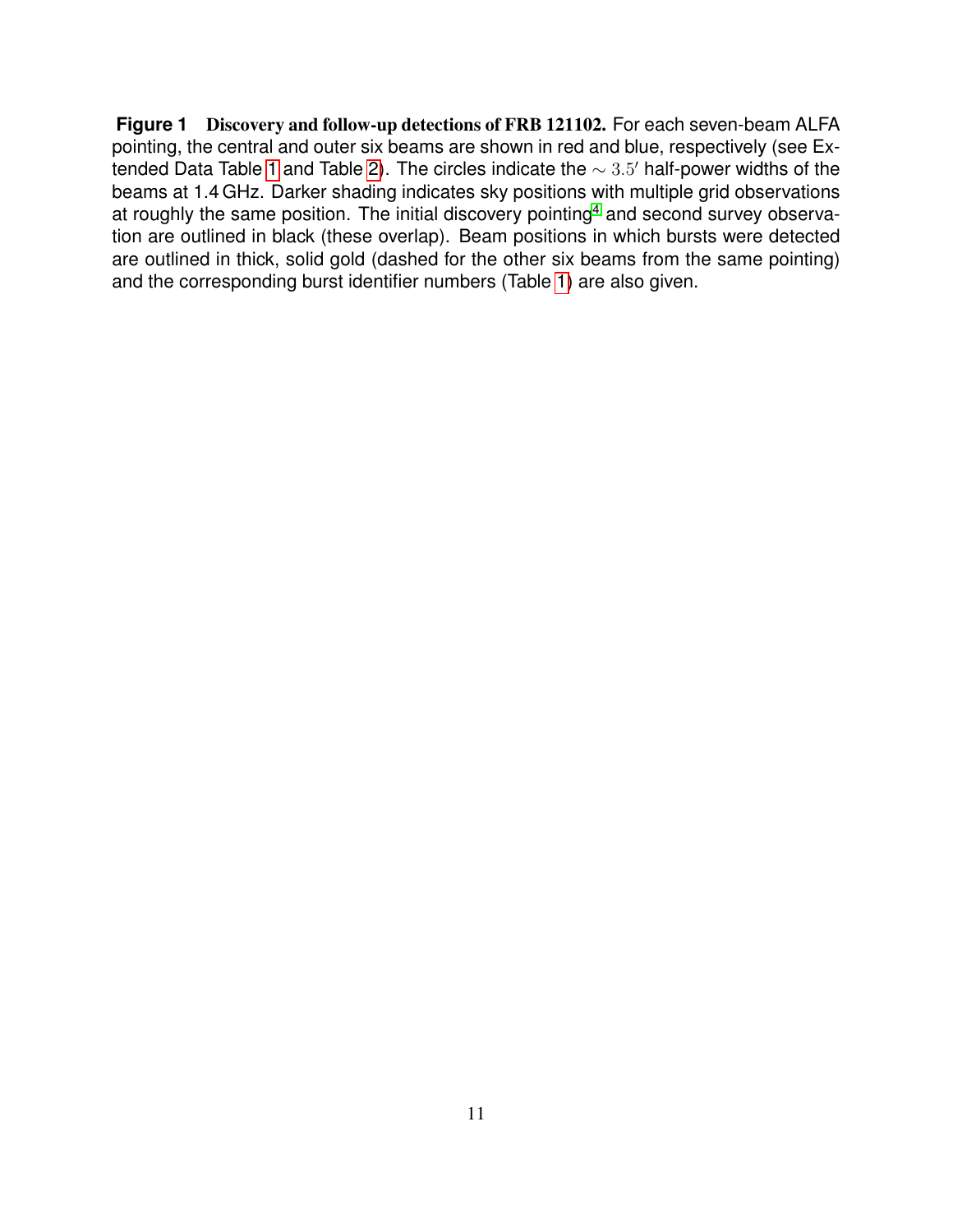**Figure 1** **Discovery and follow-up detections of FRB 121102.** For each seven-beam ALFA pointing, the central and outer six beams are shown in red and blue, respectively (see Extended Data Table 1 and Table 2). The circles indicate the $\sim 3.5'$ half-power widths of the beams at 1.4 GHz. Darker shading indicates sky positions with multiple grid observations at roughly the same position. The initial discovery pointing[4] and second survey observation are outlined in black (these overlap). Beam positions in which bursts were detected are outlined in thick, solid gold (dashed for the other six beams from the same pointing) and the corresponding burst identifier numbers (Table 1) are also given.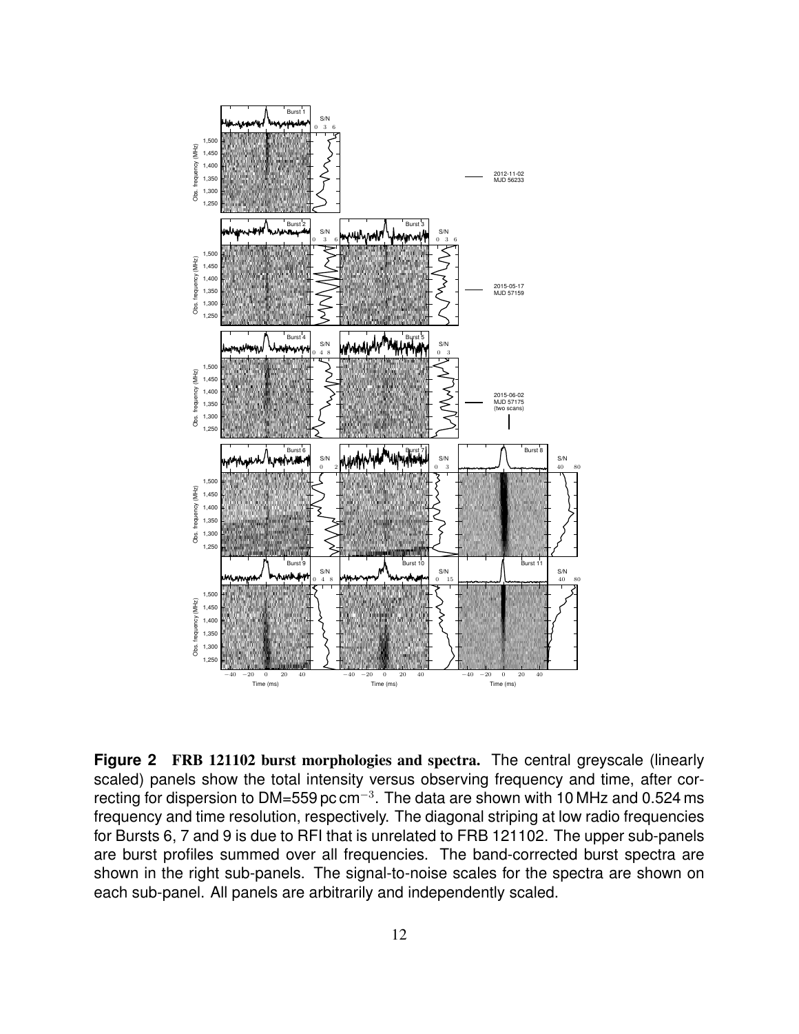**Figure 2** **FRB 121102 burst morphologies and spectra.** The central greyscale (linearly scaled) panels show the total intensity versus observing frequency and time, after correcting for dispersion to DM=559 pc cm$^{-3}$. The data are shown with 10 MHz and 0.524 ms frequency and time resolution, respectively. The diagonal striping at low radio frequencies for Bursts 6, 7 and 9 is due to RFI that is unrelated to FRB 121102. The upper sub-panels are burst profiles summed over all frequencies. The band-corrected burst spectra are shown in the right sub-panels. The signal-to-noise scales for the spectra are shown on each sub-panel. All panels are arbitrarily and independently scaled.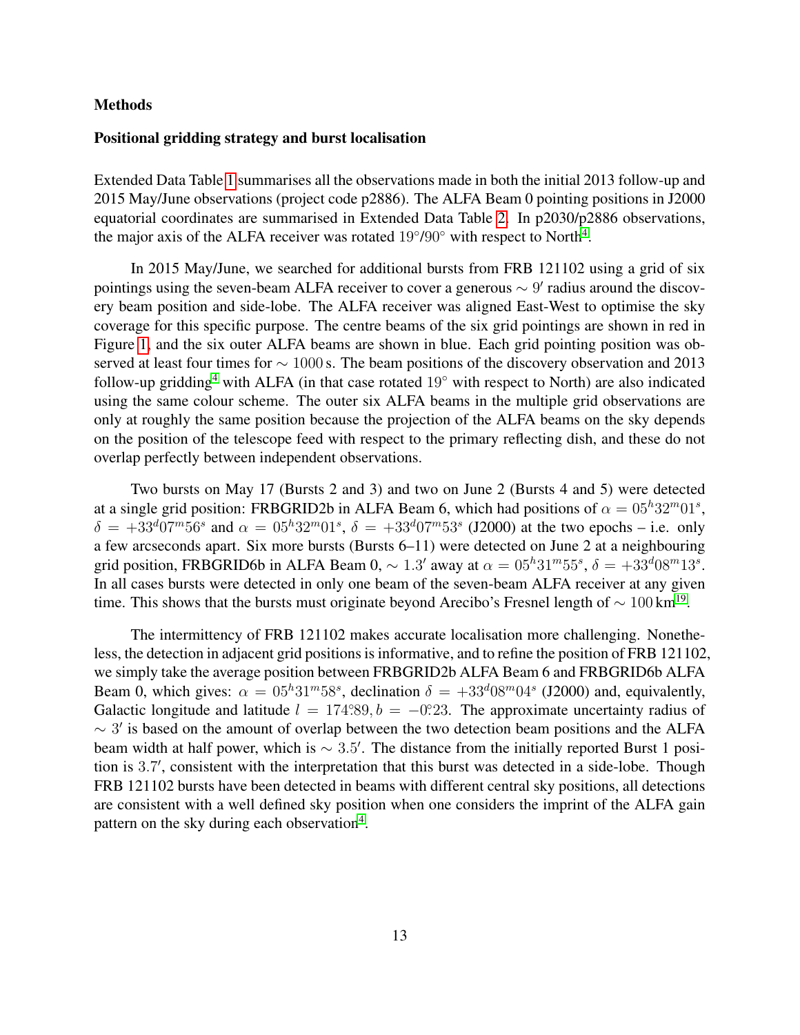## Methods

### Positional gridding strategy and burst localisation

Extended Data Table 1 summarises all the observations made in both the initial 2013 follow-up and 2015 May/June observations (project code p2886). The ALFA Beam 0 pointing positions in J2000 equatorial coordinates are summarised in Extended Data Table 2. In p2030/p2886 observations, the major axis of the ALFA receiver was rotated $19°$/$90°$ with respect to North[4].

In 2015 May/June, we searched for additional bursts from FRB 121102 using a grid of six pointings using the seven-beam ALFA receiver to cover a generous $\sim 9'$ radius around the discovery beam position and side-lobe. The ALFA receiver was aligned East-West to optimise the sky coverage for this specific purpose. The centre beams of the six grid pointings are shown in red in Figure 1, and the six outer ALFA beams are shown in blue. Each grid pointing position was observed at least four times for $\sim 1000$ s. The beam positions of the discovery observation and 2013 follow-up gridding[4] with ALFA (in that case rotated $19°$ with respect to North) are also indicated using the same colour scheme. The outer six ALFA beams in the multiple grid observations are only at roughly the same position because the projection of the ALFA beams on the sky depends on the position of the telescope feed with respect to the primary reflecting dish, and these do not overlap perfectly between independent observations.

Two bursts on May 17 (Bursts 2 and 3) and two on June 2 (Bursts 4 and 5) were detected at a single grid position: FRBGRID2b in ALFA Beam 6, which had positions of $\alpha = 05^h32^m01^s$, $\delta = +33^d07^m56^s$ and $\alpha = 05^h32^m01^s$, $\delta = +33^d07^m53^s$ (J2000) at the two epochs – i.e. only a few arcseconds apart. Six more bursts (Bursts 6–11) were detected on June 2 at a neighbouring grid position, FRBGRID6b in ALFA Beam 0, $\sim 1.3'$ away at $\alpha = 05^h31^m55^s$, $\delta = +33^d08^m13^s$. In all cases bursts were detected in only one beam of the seven-beam ALFA receiver at any given time. This shows that the bursts must originate beyond Arecibo's Fresnel length of $\sim 100$ km[19].

The intermittency of FRB 121102 makes accurate localisation more challenging. Nonetheless, the detection in adjacent grid positions is informative, and to refine the position of FRB 121102, we simply take the average position between FRBGRID2b ALFA Beam 6 and FRBGRID6b ALFA Beam 0, which gives: $\alpha = 05^h31^m58^s$, declination $\delta = +33^d08^m04^s$ (J2000) and, equivalently, Galactic longitude and latitude $l = 174.°89, b = -0.°23$. The approximate uncertainty radius of $\sim 3'$ is based on the amount of overlap between the two detection beam positions and the ALFA beam width at half power, which is $\sim 3.5'$. The distance from the initially reported Burst 1 position is $3.7'$, consistent with the interpretation that this burst was detected in a side-lobe. Though FRB 121102 bursts have been detected in beams with different central sky positions, all detections are consistent with a well defined sky position when one considers the imprint of the ALFA gain pattern on the sky during each observation[4].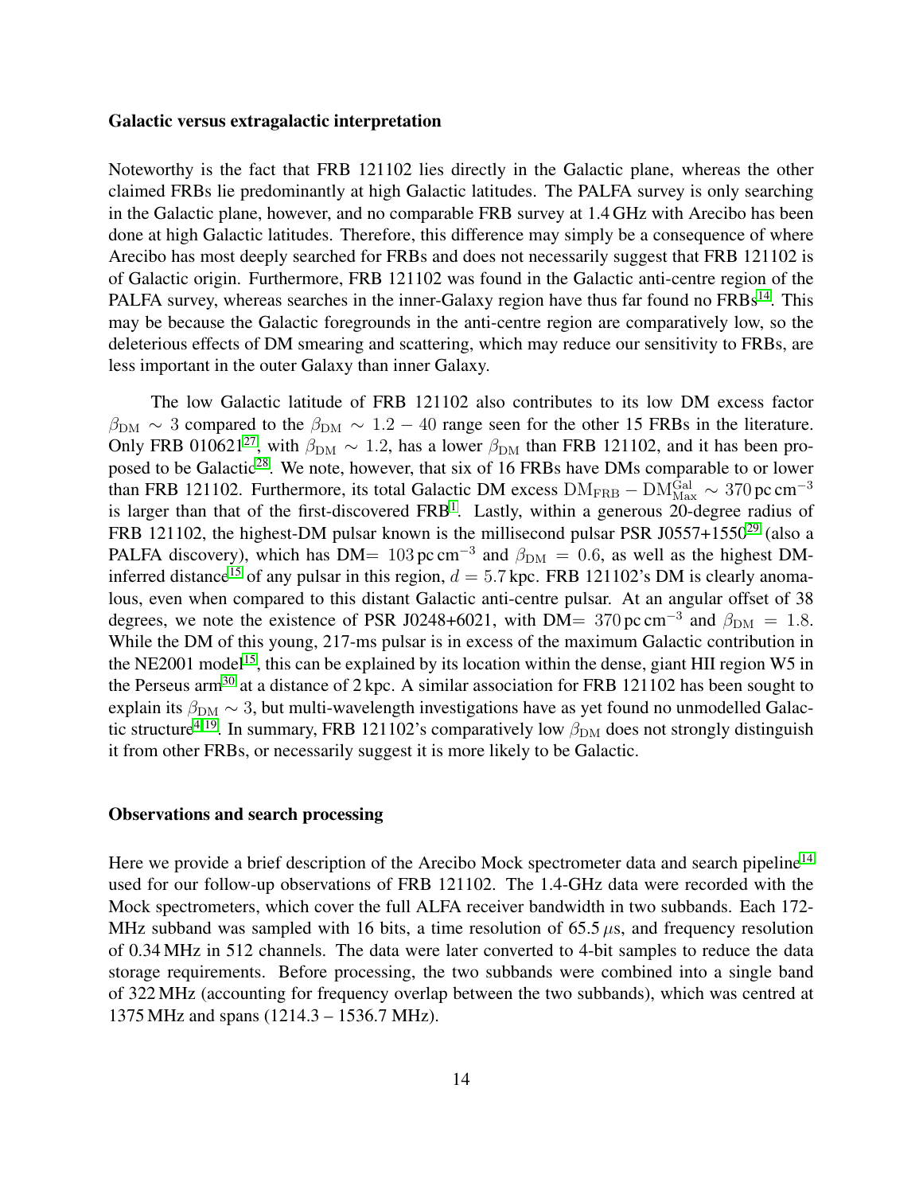### Galactic versus extragalactic interpretation

Noteworthy is the fact that FRB 121102 lies directly in the Galactic plane, whereas the other claimed FRBs lie predominantly at high Galactic latitudes. The PALFA survey is only searching in the Galactic plane, however, and no comparable FRB survey at 1.4 GHz with Arecibo has been done at high Galactic latitudes. Therefore, this difference may simply be a consequence of where Arecibo has most deeply searched for FRBs and does not necessarily suggest that FRB 121102 is of Galactic origin. Furthermore, FRB 121102 was found in the Galactic anti-centre region of the PALFA survey, whereas searches in the inner-Galaxy region have thus far found no FRBs[14]. This may be because the Galactic foregrounds in the anti-centre region are comparatively low, so the deleterious effects of DM smearing and scattering, which may reduce our sensitivity to FRBs, are less important in the outer Galaxy than inner Galaxy.

The low Galactic latitude of FRB 121102 also contributes to its low DM excess factor $\beta_{\rm DM} \sim 3$ compared to the $\beta_{\rm DM} \sim 1.2 - 40$ range seen for the other 15 FRBs in the literature. Only FRB 010621[27], with $\beta_{\rm DM} \sim 1.2$, has a lower $\beta_{\rm DM}$ than FRB 121102, and it has been proposed to be Galactic[28]. We note, however, that six of 16 FRBs have DMs comparable to or lower than FRB 121102. Furthermore, its total Galactic DM excess $\rm DM_{FRB} - DM_{Max}^{Gal} \sim 370\,pc\,cm^{-3}$ is larger than that of the first-discovered FRB[1]. Lastly, within a generous 20-degree radius of FRB 121102, the highest-DM pulsar known is the millisecond pulsar PSR J0557+1550[29] (also a PALFA discovery), which has DM$=~103\,\rm pc\,cm^{-3}$ and $\beta_{\rm DM} = 0.6$, as well as the highest DM-inferred distance[15] of any pulsar in this region, $d = 5.7$ kpc. FRB 121102's DM is clearly anomalous, even when compared to this distant Galactic anti-centre pulsar. At an angular offset of 38 degrees, we note the existence of PSR J0248+6021, with DM$=~370\,\rm pc\,cm^{-3}$ and $\beta_{\rm DM} = 1.8$. While the DM of this young, 217-ms pulsar is in excess of the maximum Galactic contribution in the NE2001 model[15], this can be explained by its location within the dense, giant HII region W5 in the Perseus arm[30] at a distance of 2 kpc. A similar association for FRB 121102 has been sought to explain its $\beta_{\rm DM} \sim 3$, but multi-wavelength investigations have as yet found no unmodelled Galactic structure[4,19]. In summary, FRB 121102's comparatively low $\beta_{\rm DM}$ does not strongly distinguish it from other FRBs, or necessarily suggest it is more likely to be Galactic.

### Observations and search processing

Here we provide a brief description of the Arecibo Mock spectrometer data and search pipeline[14] used for our follow-up observations of FRB 121102. The 1.4-GHz data were recorded with the Mock spectrometers, which cover the full ALFA receiver bandwidth in two subbands. Each 172-MHz subband was sampled with 16 bits, a time resolution of 65.5 $\mu$s, and frequency resolution of 0.34 MHz in 512 channels. The data were later converted to 4-bit samples to reduce the data storage requirements. Before processing, the two subbands were combined into a single band of 322 MHz (accounting for frequency overlap between the two subbands), which was centred at 1375 MHz and spans (1214.3 – 1536.7 MHz).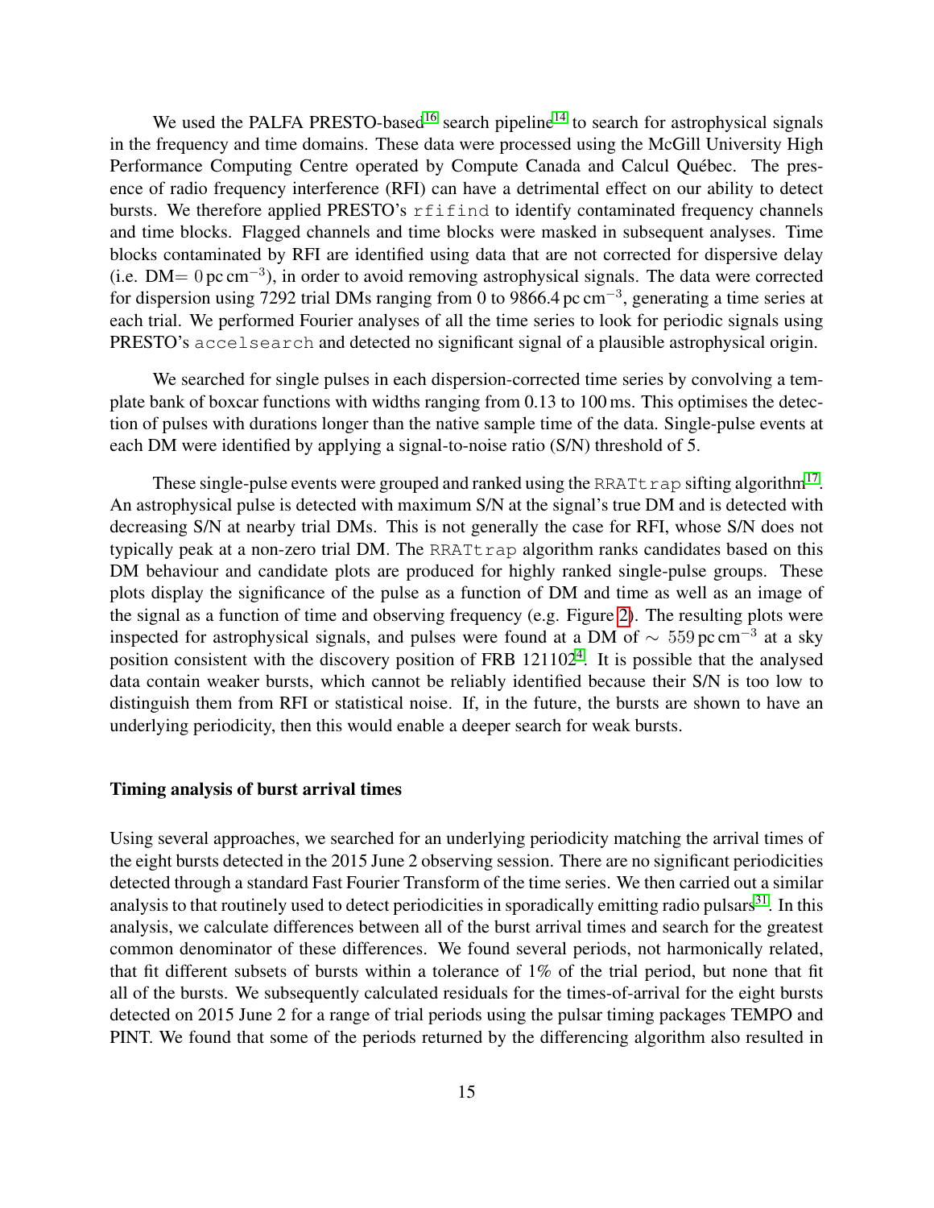We used the PALFA PRESTO-based[16] search pipeline[14] to search for astrophysical signals in the frequency and time domains. These data were processed using the McGill University High Performance Computing Centre operated by Compute Canada and Calcul Québec. The presence of radio frequency interference (RFI) can have a detrimental effect on our ability to detect bursts. We therefore applied PRESTO's `rfifind` to identify contaminated frequency channels and time blocks. Flagged channels and time blocks were masked in subsequent analyses. Time blocks contaminated by RFI are identified using data that are not corrected for dispersive delay (i.e. DM= $0\,\mathrm{pc\,cm^{-3}}$), in order to avoid removing astrophysical signals. The data were corrected for dispersion using 7292 trial DMs ranging from 0 to $9866.4\,\mathrm{pc\,cm^{-3}}$, generating a time series at each trial. We performed Fourier analyses of all the time series to look for periodic signals using PRESTO's `accelsearch` and detected no significant signal of a plausible astrophysical origin.

We searched for single pulses in each dispersion-corrected time series by convolving a template bank of boxcar functions with widths ranging from 0.13 to 100 ms. This optimises the detection of pulses with durations longer than the native sample time of the data. Single-pulse events at each DM were identified by applying a signal-to-noise ratio (S/N) threshold of 5.

These single-pulse events were grouped and ranked using the `RRATtrap` sifting algorithm[17]. An astrophysical pulse is detected with maximum S/N at the signal's true DM and is detected with decreasing S/N at nearby trial DMs. This is not generally the case for RFI, whose S/N does not typically peak at a non-zero trial DM. The `RRATtrap` algorithm ranks candidates based on this DM behaviour and candidate plots are produced for highly ranked single-pulse groups. These plots display the significance of the pulse as a function of DM and time as well as an image of the signal as a function of time and observing frequency (e.g. Figure 2). The resulting plots were inspected for astrophysical signals, and pulses were found at a DM of $\sim 559\,\mathrm{pc\,cm^{-3}}$ at a sky position consistent with the discovery position of FRB 121102[4]. It is possible that the analysed data contain weaker bursts, which cannot be reliably identified because their S/N is too low to distinguish them from RFI or statistical noise. If, in the future, the bursts are shown to have an underlying periodicity, then this would enable a deeper search for weak bursts.

### Timing analysis of burst arrival times

Using several approaches, we searched for an underlying periodicity matching the arrival times of the eight bursts detected in the 2015 June 2 observing session. There are no significant periodicities detected through a standard Fast Fourier Transform of the time series. We then carried out a similar analysis to that routinely used to detect periodicities in sporadically emitting radio pulsars[31]. In this analysis, we calculate differences between all of the burst arrival times and search for the greatest common denominator of these differences. We found several periods, not harmonically related, that fit different subsets of bursts within a tolerance of 1% of the trial period, but none that fit all of the bursts. We subsequently calculated residuals for the times-of-arrival for the eight bursts detected on 2015 June 2 for a range of trial periods using the pulsar timing packages TEMPO and PINT. We found that some of the periods returned by the differencing algorithm also resulted in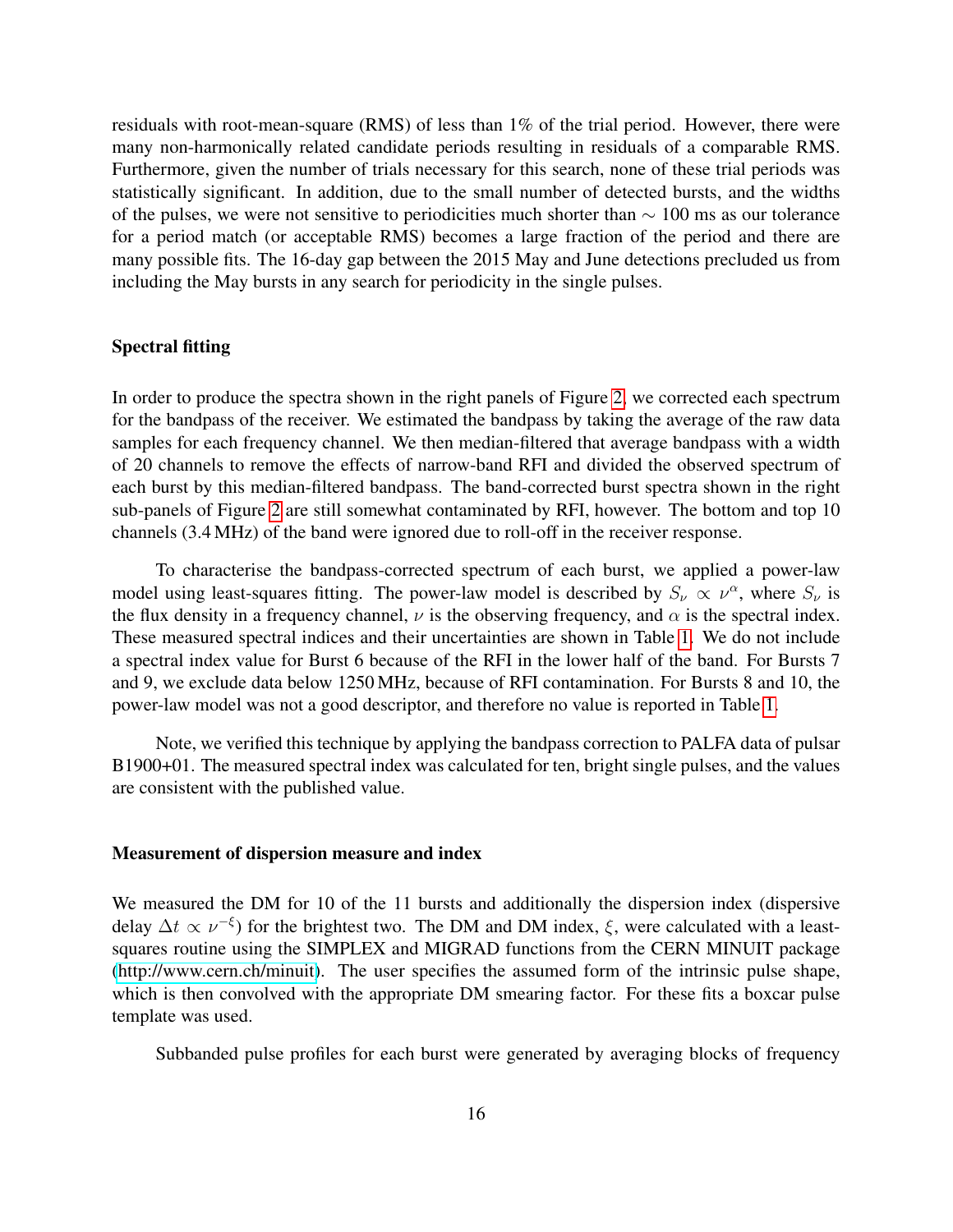residuals with root-mean-square (RMS) of less than 1% of the trial period. However, there were many non-harmonically related candidate periods resulting in residuals of a comparable RMS. Furthermore, given the number of trials necessary for this search, none of these trial periods was statistically significant. In addition, due to the small number of detected bursts, and the widths of the pulses, we were not sensitive to periodicities much shorter than $\sim$ 100 ms as our tolerance for a period match (or acceptable RMS) becomes a large fraction of the period and there are many possible fits. The 16-day gap between the 2015 May and June detections precluded us from including the May bursts in any search for periodicity in the single pulses.

### Spectral fitting

In order to produce the spectra shown in the right panels of Figure 2, we corrected each spectrum for the bandpass of the receiver. We estimated the bandpass by taking the average of the raw data samples for each frequency channel. We then median-filtered that average bandpass with a width of 20 channels to remove the effects of narrow-band RFI and divided the observed spectrum of each burst by this median-filtered bandpass. The band-corrected burst spectra shown in the right sub-panels of Figure 2 are still somewhat contaminated by RFI, however. The bottom and top 10 channels (3.4 MHz) of the band were ignored due to roll-off in the receiver response.

To characterise the bandpass-corrected spectrum of each burst, we applied a power-law model using least-squares fitting. The power-law model is described by $S_\nu \propto \nu^\alpha$, where $S_\nu$ is the flux density in a frequency channel, $\nu$ is the observing frequency, and $\alpha$ is the spectral index. These measured spectral indices and their uncertainties are shown in Table 1. We do not include a spectral index value for Burst 6 because of the RFI in the lower half of the band. For Bursts 7 and 9, we exclude data below 1250 MHz, because of RFI contamination. For Bursts 8 and 10, the power-law model was not a good descriptor, and therefore no value is reported in Table 1.

Note, we verified this technique by applying the bandpass correction to PALFA data of pulsar B1900+01. The measured spectral index was calculated for ten, bright single pulses, and the values are consistent with the published value.

### Measurement of dispersion measure and index

We measured the DM for 10 of the 11 bursts and additionally the dispersion index (dispersive delay $\Delta t \propto \nu^{-\xi}$) for the brightest two. The DM and DM index, $\xi$, were calculated with a least-squares routine using the SIMPLEX and MIGRAD functions from the CERN MINUIT package (http://www.cern.ch/minuit). The user specifies the assumed form of the intrinsic pulse shape, which is then convolved with the appropriate DM smearing factor. For these fits a boxcar pulse template was used.

Subbanded pulse profiles for each burst were generated by averaging blocks of frequency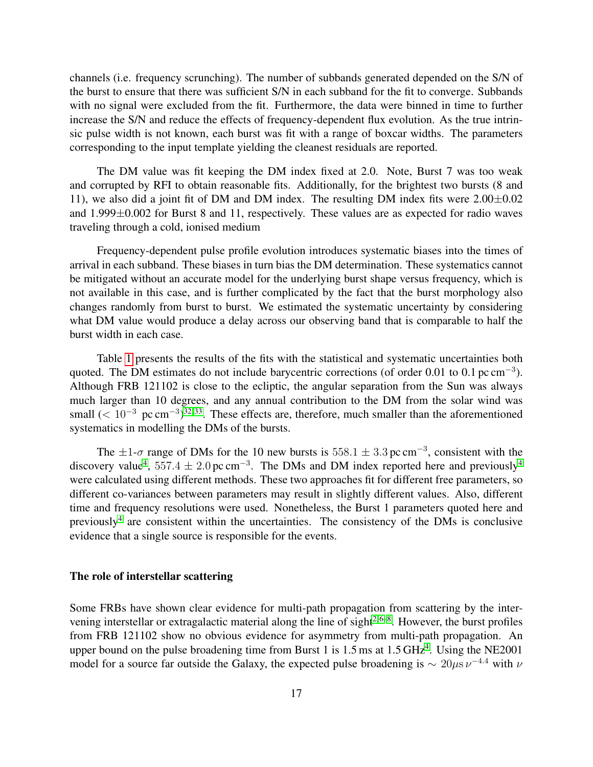channels (i.e. frequency scrunching). The number of subbands generated depended on the S/N of the burst to ensure that there was sufficient S/N in each subband for the fit to converge. Subbands with no signal were excluded from the fit. Furthermore, the data were binned in time to further increase the S/N and reduce the effects of frequency-dependent flux evolution. As the true intrinsic pulse width is not known, each burst was fit with a range of boxcar widths. The parameters corresponding to the input template yielding the cleanest residuals are reported.

The DM value was fit keeping the DM index fixed at 2.0. Note, Burst 7 was too weak and corrupted by RFI to obtain reasonable fits. Additionally, for the brightest two bursts (8 and 11), we also did a joint fit of DM and DM index. The resulting DM index fits were $2.00\pm0.02$ and $1.999\pm0.002$ for Burst 8 and 11, respectively. These values are as expected for radio waves traveling through a cold, ionised medium

Frequency-dependent pulse profile evolution introduces systematic biases into the times of arrival in each subband. These biases in turn bias the DM determination. These systematics cannot be mitigated without an accurate model for the underlying burst shape versus frequency, which is not available in this case, and is further complicated by the fact that the burst morphology also changes randomly from burst to burst. We estimated the systematic uncertainty by considering what DM value would produce a delay across our observing band that is comparable to half the burst width in each case.

Table 1 presents the results of the fits with the statistical and systematic uncertainties both quoted. The DM estimates do not include barycentric corrections (of order 0.01 to 0.1 $\mathrm{pc\,cm^{-3}}$). Although FRB 121102 is close to the ecliptic, the angular separation from the Sun was always much larger than 10 degrees, and any annual contribution to the DM from the solar wind was small ($< 10^{-3}$ $\mathrm{pc\,cm^{-3}}$)[32,33]. These effects are, therefore, much smaller than the aforementioned systematics in modelling the DMs of the bursts.

The $\pm1$-$\sigma$ range of DMs for the 10 new bursts is $558.1 \pm 3.3\,\mathrm{pc\,cm^{-3}}$, consistent with the discovery value[4], $557.4 \pm 2.0\,\mathrm{pc\,cm^{-3}}$. The DMs and DM index reported here and previously[4] were calculated using different methods. These two approaches fit for different free parameters, so different co-variances between parameters may result in slightly different values. Also, different time and frequency resolutions were used. Nonetheless, the Burst 1 parameters quoted here and previously[4] are consistent within the uncertainties. The consistency of the DMs is conclusive evidence that a single source is responsible for the events.

### The role of interstellar scattering

Some FRBs have shown clear evidence for multi-path propagation from scattering by the intervening interstellar or extragalactic material along the line of sight[2,6–8]. However, the burst profiles from FRB 121102 show no obvious evidence for asymmetry from multi-path propagation. An upper bound on the pulse broadening time from Burst 1 is 1.5 ms at 1.5 GHz[4]. Using the NE2001 model for a source far outside the Galaxy, the expected pulse broadening is $\sim 20\mu\mathrm{s}\,\nu^{-4.4}$ with $\nu$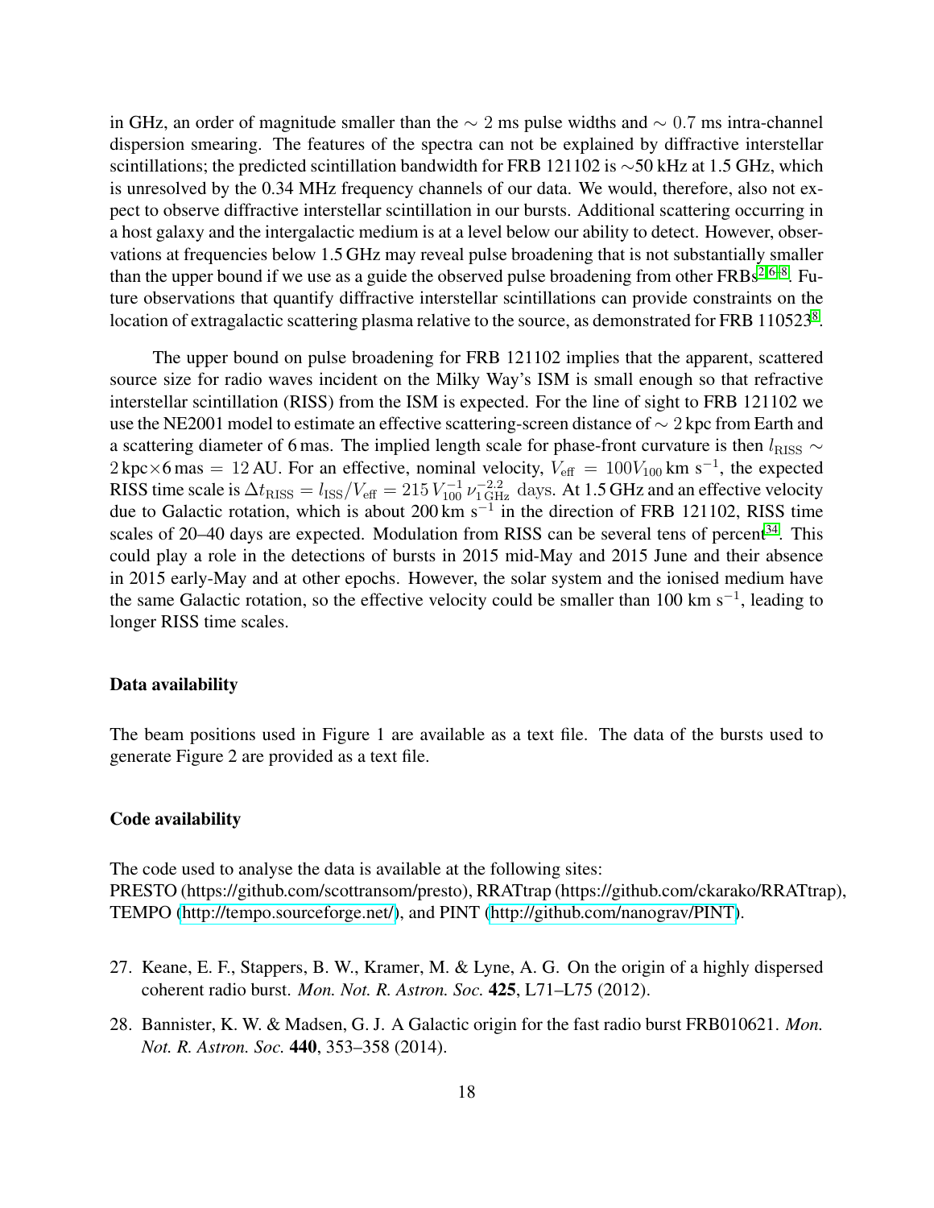in GHz, an order of magnitude smaller than the $\sim 2$ ms pulse widths and $\sim 0.7$ ms intra-channel dispersion smearing. The features of the spectra can not be explained by diffractive interstellar scintillations; the predicted scintillation bandwidth for FRB 121102 is ∼50 kHz at 1.5 GHz, which is unresolved by the 0.34 MHz frequency channels of our data. We would, therefore, also not expect to observe diffractive interstellar scintillation in our bursts. Additional scattering occurring in a host galaxy and the intergalactic medium is at a level below our ability to detect. However, observations at frequencies below 1.5 GHz may reveal pulse broadening that is not substantially smaller than the upper bound if we use as a guide the observed pulse broadening from other FRBs[2,6–8]. Future observations that quantify diffractive interstellar scintillations can provide constraints on the location of extragalactic scattering plasma relative to the source, as demonstrated for FRB 110523[8].

The upper bound on pulse broadening for FRB 121102 implies that the apparent, scattered source size for radio waves incident on the Milky Way's ISM is small enough so that refractive interstellar scintillation (RISS) from the ISM is expected. For the line of sight to FRB 121102 we use the NE2001 model to estimate an effective scattering-screen distance of $\sim 2$ kpc from Earth and a scattering diameter of 6 mas. The implied length scale for phase-front curvature is then $l_{\rm RISS} \sim 2\,{\rm kpc}\times 6\,{\rm mas} = 12\,{\rm AU}$. For an effective, nominal velocity, $V_{\rm eff} = 100 V_{100}\,{\rm km\ s^{-1}}$, the expected RISS time scale is $\Delta t_{\rm RISS} = l_{\rm ISS}/V_{\rm eff} = 215\,V_{100}^{-1}\,\nu_{1\,{\rm GHz}}^{-2.2}$ days. At 1.5 GHz and an effective velocity due to Galactic rotation, which is about 200 km s$^{-1}$ in the direction of FRB 121102, RISS time scales of 20–40 days are expected. Modulation from RISS can be several tens of percent[34]. This could play a role in the detections of bursts in 2015 mid-May and 2015 June and their absence in 2015 early-May and at other epochs. However, the solar system and the ionised medium have the same Galactic rotation, so the effective velocity could be smaller than 100 km s$^{-1}$, leading to longer RISS time scales.

### Data availability

The beam positions used in Figure 1 are available as a text file. The data of the bursts used to generate Figure 2 are provided as a text file.

### Code availability

The code used to analyse the data is available at the following sites:
PRESTO (https://github.com/scottransom/presto), RRATtrap (https://github.com/ckarako/RRATtrap), TEMPO (http://tempo.sourceforge.net/), and PINT (http://github.com/nanograv/PINT).

27. Keane, E. F., Stappers, B. W., Kramer, M. & Lyne, A. G. On the origin of a highly dispersed coherent radio burst. *Mon. Not. R. Astron. Soc.* **425**, L71–L75 (2012).

28. Bannister, K. W. & Madsen, G. J. A Galactic origin for the fast radio burst FRB010621. *Mon. Not. R. Astron. Soc.* **440**, 353–358 (2014).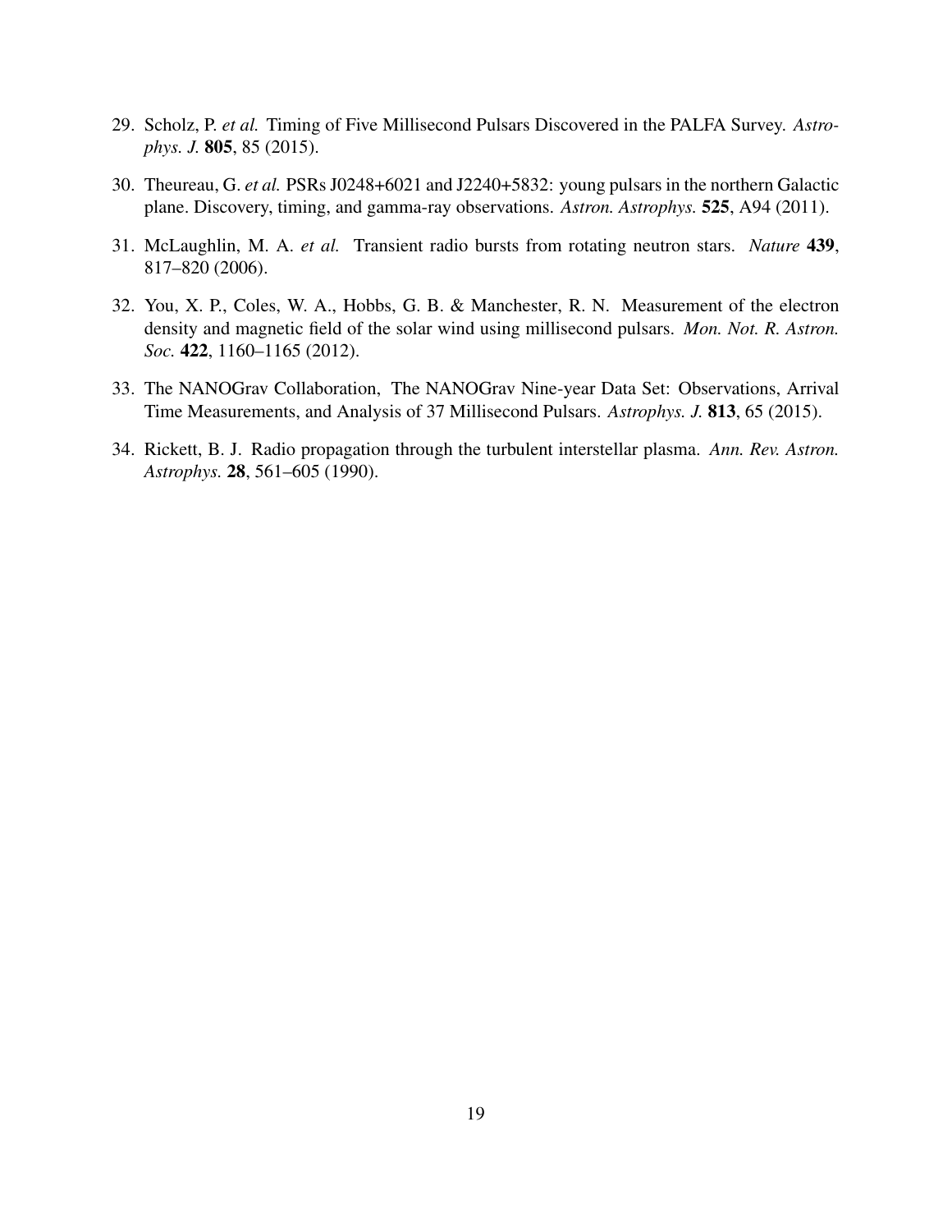29. Scholz, P. *et al.* Timing of Five Millisecond Pulsars Discovered in the PALFA Survey. *Astrophys. J.* **805**, 85 (2015).
30. Theureau, G. *et al.* PSRs J0248+6021 and J2240+5832: young pulsars in the northern Galactic plane. Discovery, timing, and gamma-ray observations. *Astron. Astrophys.* **525**, A94 (2011).
31. McLaughlin, M. A. *et al.* Transient radio bursts from rotating neutron stars. *Nature* **439**, 817–820 (2006).
32. You, X. P., Coles, W. A., Hobbs, G. B. & Manchester, R. N. Measurement of the electron density and magnetic field of the solar wind using millisecond pulsars. *Mon. Not. R. Astron. Soc.* **422**, 1160–1165 (2012).
33. The NANOGrav Collaboration, The NANOGrav Nine-year Data Set: Observations, Arrival Time Measurements, and Analysis of 37 Millisecond Pulsars. *Astrophys. J.* **813**, 65 (2015).
34. Rickett, B. J. Radio propagation through the turbulent interstellar plasma. *Ann. Rev. Astron. Astrophys.* **28**, 561–605 (1990).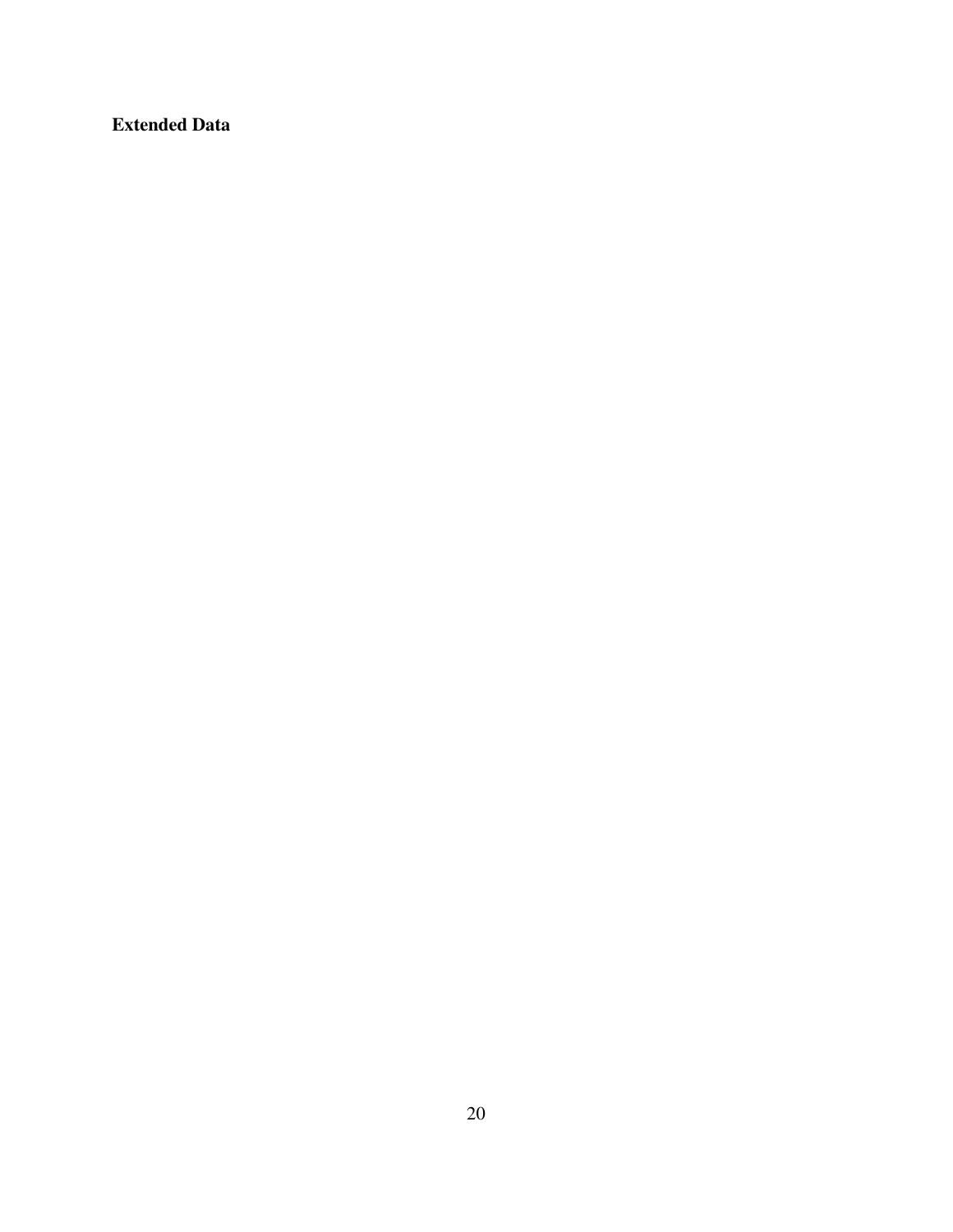**Extended Data**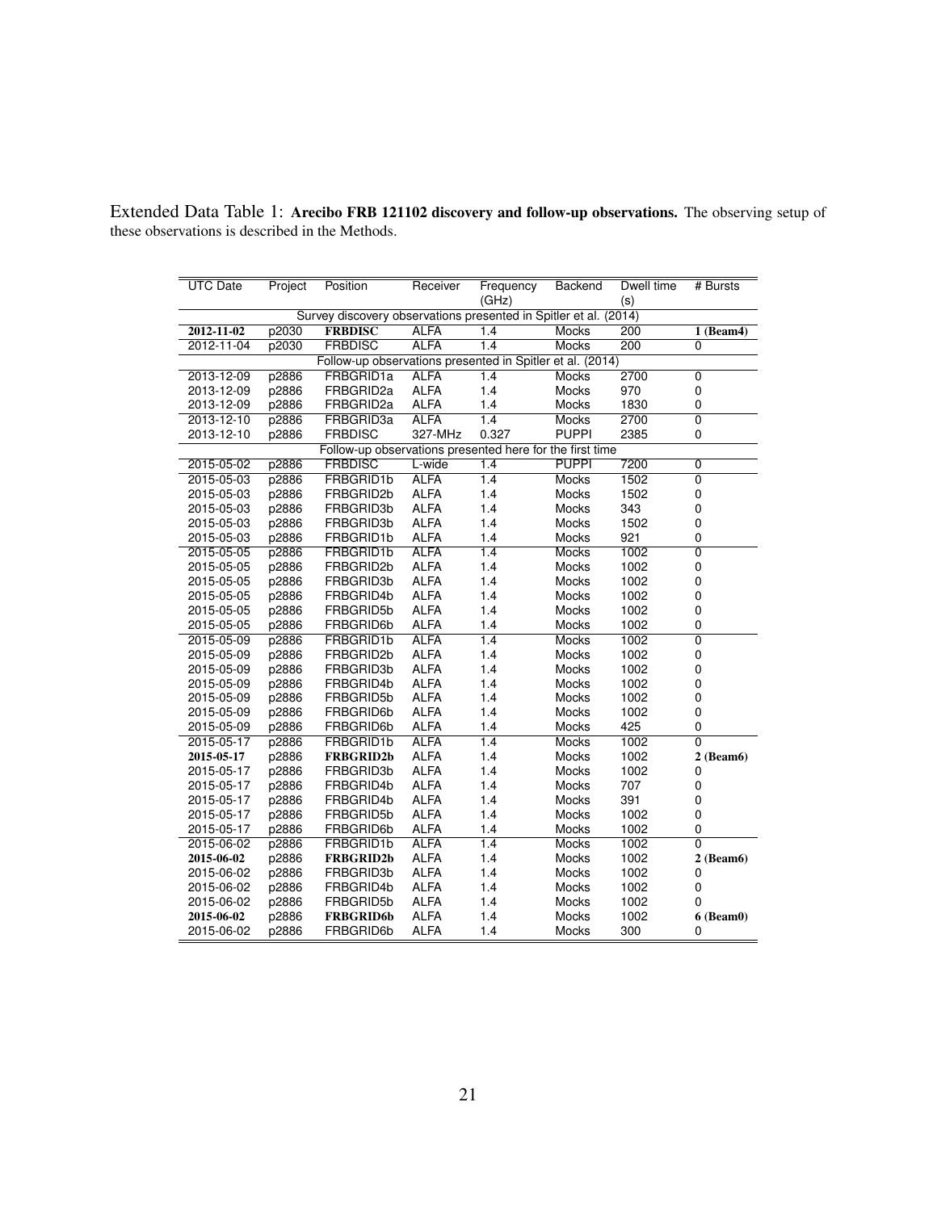Extended Data Table 1: **Arecibo FRB 121102 discovery and follow-up observations.** The observing setup of these observations is described in the Methods.

| UTC Date | Project | Position | Receiver | Frequency (GHz) | Backend | Dwell time (s) | # Bursts |
|---|---|---|---|---|---|---|---|
| Survey discovery observations presented in Spitler et al. (2014) | | | | | | | |
| **2012-11-02** | p2030 | **FRBDISC** | ALFA | 1.4 | Mocks | 200 | **1 (Beam4)** |
| 2012-11-04 | p2030 | FRBDISC | ALFA | 1.4 | Mocks | 200 | 0 |
| Follow-up observations presented in Spitler et al. (2014) | | | | | | | |
| 2013-12-09 | p2886 | FRBGRID1a | ALFA | 1.4 | Mocks | 2700 | 0 |
| 2013-12-09 | p2886 | FRBGRID2a | ALFA | 1.4 | Mocks | 970 | 0 |
| 2013-12-09 | p2886 | FRBGRID2a | ALFA | 1.4 | Mocks | 1830 | 0 |
| 2013-12-10 | p2886 | FRBGRID3a | ALFA | 1.4 | Mocks | 2700 | 0 |
| 2013-12-10 | p2886 | FRBDISC | 327-MHz | 0.327 | PUPPI | 2385 | 0 |
| Follow-up observations presented here for the first time | | | | | | | |
| 2015-05-02 | p2886 | FRBDISC | L-wide | 1.4 | PUPPI | 7200 | 0 |
| 2015-05-03 | p2886 | FRBGRID1b | ALFA | 1.4 | Mocks | 1502 | 0 |
| 2015-05-03 | p2886 | FRBGRID2b | ALFA | 1.4 | Mocks | 1502 | 0 |
| 2015-05-03 | p2886 | FRBGRID3b | ALFA | 1.4 | Mocks | 343 | 0 |
| 2015-05-03 | p2886 | FRBGRID3b | ALFA | 1.4 | Mocks | 1502 | 0 |
| 2015-05-03 | p2886 | FRBGRID1b | ALFA | 1.4 | Mocks | 921 | 0 |
| 2015-05-05 | p2886 | FRBGRID1b | ALFA | 1.4 | Mocks | 1002 | 0 |
| 2015-05-05 | p2886 | FRBGRID2b | ALFA | 1.4 | Mocks | 1002 | 0 |
| 2015-05-05 | p2886 | FRBGRID3b | ALFA | 1.4 | Mocks | 1002 | 0 |
| 2015-05-05 | p2886 | FRBGRID4b | ALFA | 1.4 | Mocks | 1002 | 0 |
| 2015-05-05 | p2886 | FRBGRID5b | ALFA | 1.4 | Mocks | 1002 | 0 |
| 2015-05-05 | p2886 | FRBGRID6b | ALFA | 1.4 | Mocks | 1002 | 0 |
| 2015-05-09 | p2886 | FRBGRID1b | ALFA | 1.4 | Mocks | 1002 | 0 |
| 2015-05-09 | p2886 | FRBGRID2b | ALFA | 1.4 | Mocks | 1002 | 0 |
| 2015-05-09 | p2886 | FRBGRID3b | ALFA | 1.4 | Mocks | 1002 | 0 |
| 2015-05-09 | p2886 | FRBGRID4b | ALFA | 1.4 | Mocks | 1002 | 0 |
| 2015-05-09 | p2886 | FRBGRID5b | ALFA | 1.4 | Mocks | 1002 | 0 |
| 2015-05-09 | p2886 | FRBGRID6b | ALFA | 1.4 | Mocks | 1002 | 0 |
| 2015-05-09 | p2886 | FRBGRID6b | ALFA | 1.4 | Mocks | 425 | 0 |
| 2015-05-17 | p2886 | FRBGRID1b | ALFA | 1.4 | Mocks | 1002 | 0 |
| **2015-05-17** | p2886 | **FRBGRID2b** | ALFA | 1.4 | Mocks | 1002 | **2 (Beam6)** |
| 2015-05-17 | p2886 | FRBGRID3b | ALFA | 1.4 | Mocks | 1002 | 0 |
| 2015-05-17 | p2886 | FRBGRID4b | ALFA | 1.4 | Mocks | 707 | 0 |
| 2015-05-17 | p2886 | FRBGRID4b | ALFA | 1.4 | Mocks | 391 | 0 |
| 2015-05-17 | p2886 | FRBGRID5b | ALFA | 1.4 | Mocks | 1002 | 0 |
| 2015-05-17 | p2886 | FRBGRID6b | ALFA | 1.4 | Mocks | 1002 | 0 |
| 2015-06-02 | p2886 | FRBGRID1b | ALFA | 1.4 | Mocks | 1002 | 0 |
| **2015-06-02** | p2886 | **FRBGRID2b** | ALFA | 1.4 | Mocks | 1002 | **2 (Beam6)** |
| 2015-06-02 | p2886 | FRBGRID3b | ALFA | 1.4 | Mocks | 1002 | 0 |
| 2015-06-02 | p2886 | FRBGRID4b | ALFA | 1.4 | Mocks | 1002 | 0 |
| 2015-06-02 | p2886 | FRBGRID5b | ALFA | 1.4 | Mocks | 1002 | 0 |
| **2015-06-02** | p2886 | **FRBGRID6b** | ALFA | 1.4 | Mocks | 1002 | **6 (Beam0)** |
| 2015-06-02 | p2886 | FRBGRID6b | ALFA | 1.4 | Mocks | 300 | 0 |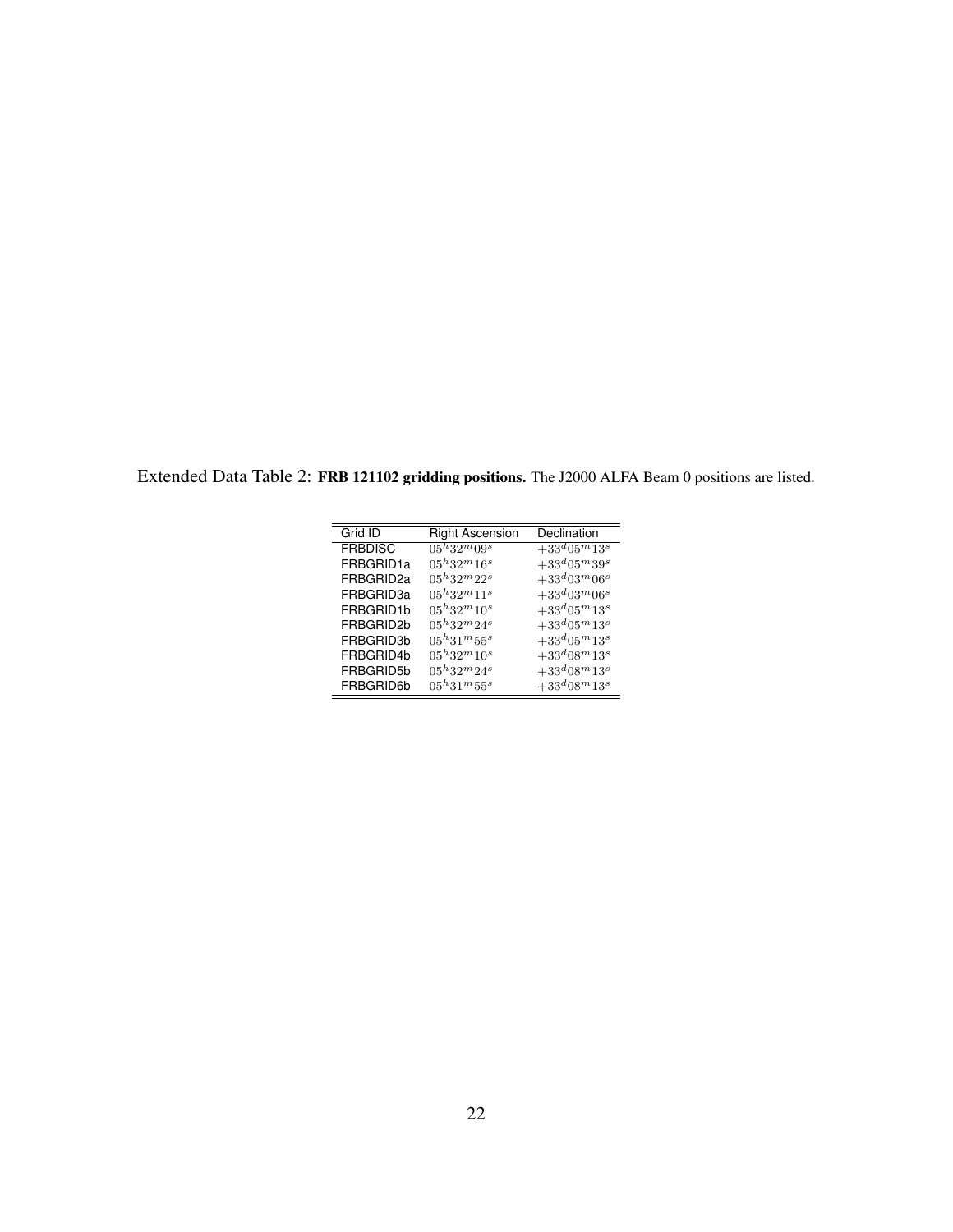Extended Data Table 2: **FRB 121102 gridding positions.** The J2000 ALFA Beam 0 positions are listed.

| Grid ID | Right Ascension | Declination |
| --- | --- | --- |
| FRBDISC | $05^h32^m09^s$ | $+33^d05^m13^s$ |
| FRBGRID1a | $05^h32^m16^s$ | $+33^d05^m39^s$ |
| FRBGRID2a | $05^h32^m22^s$ | $+33^d03^m06^s$ |
| FRBGRID3a | $05^h32^m11^s$ | $+33^d03^m06^s$ |
| FRBGRID1b | $05^h32^m10^s$ | $+33^d05^m13^s$ |
| FRBGRID2b | $05^h32^m24^s$ | $+33^d05^m13^s$ |
| FRBGRID3b | $05^h31^m55^s$ | $+33^d05^m13^s$ |
| FRBGRID4b | $05^h32^m10^s$ | $+33^d08^m13^s$ |
| FRBGRID5b | $05^h32^m24^s$ | $+33^d08^m13^s$ |
| FRBGRID6b | $05^h31^m55^s$ | $+33^d08^m13^s$ |